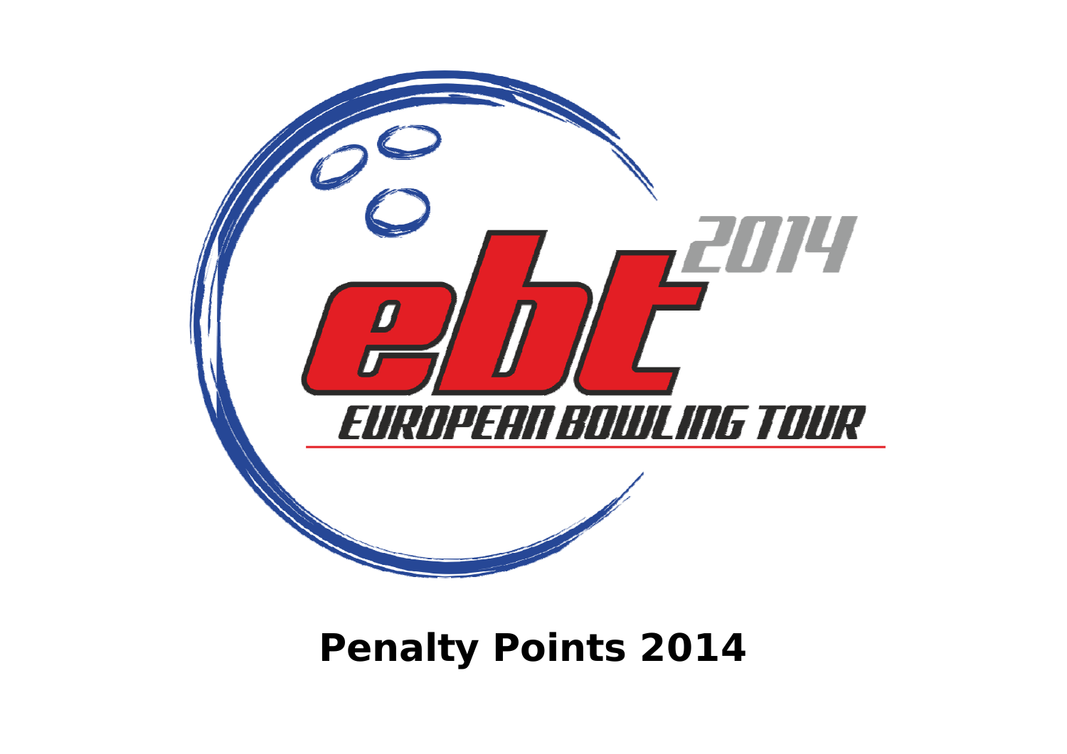# Penalty Points 2014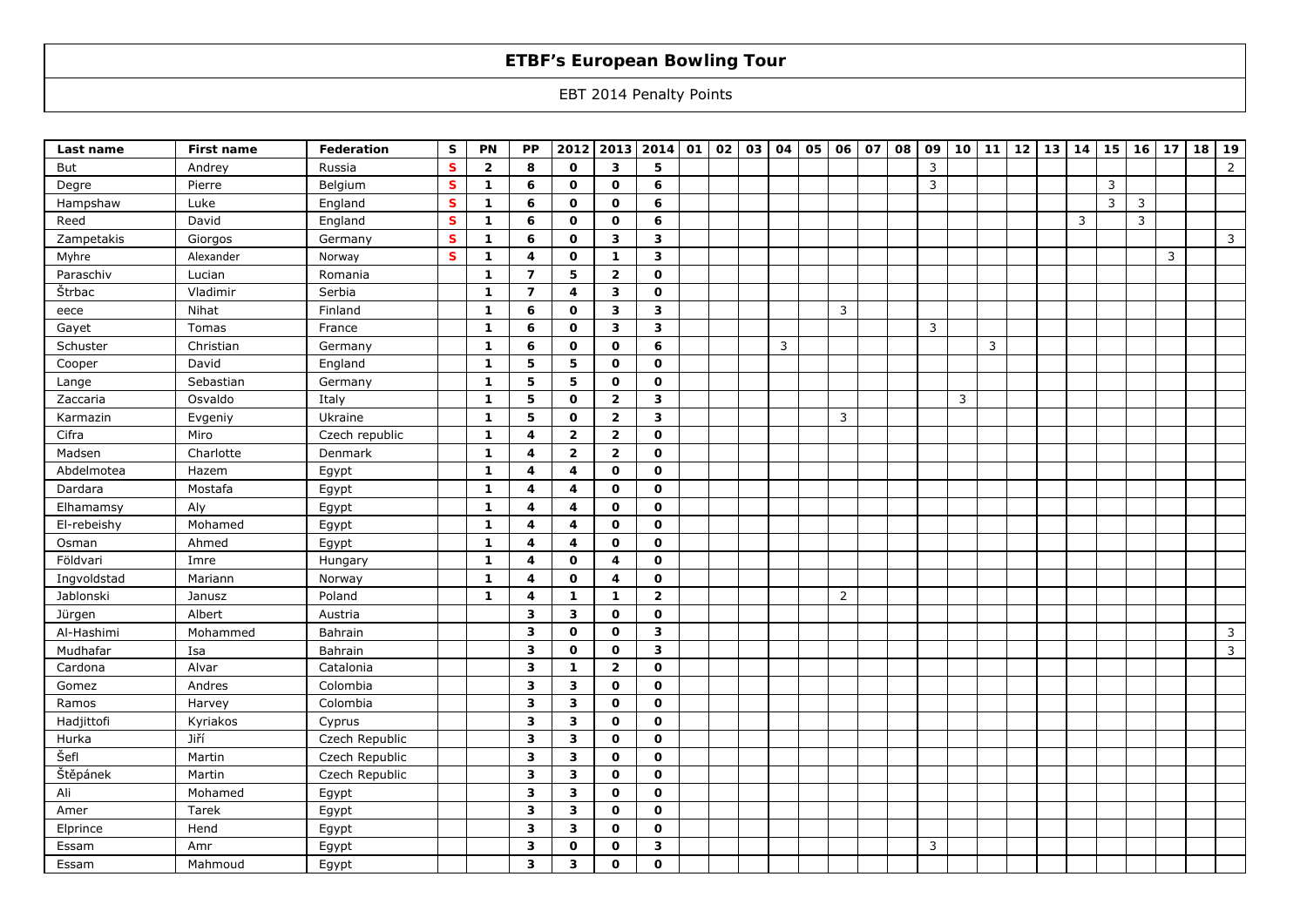# ETBF's European Bowling Tour

EBT 2014 Penalty Points

| Last name | First name | Federation | S | PN | PP | 2012 | 2013 | 2014 | 01 | 02 | 03 | 04 | 05 | 06 | 07 | 08 | 09 | 10 | 11 | 12 | 13 | 14 | 15 | 16 | 17 | 18 | 19 |
|---|---|---|---|---|---|---|---|---|---|---|---|---|---|---|---|---|---|---|---|---|---|---|---|---|---|---|---|
| But | Andrey | Russia | S | 2 | 8 | 0 | 3 | 5 | | | | | | | | | 3 | | | | | | | | | | 2 |
| Degre | Pierre | Belgium | S | 1 | 6 | 0 | 0 | 6 | | | | | | | | | 3 | | | | | | 3 | | | | |
| Hampshaw | Luke | England | S | 1 | 6 | 0 | 0 | 6 | | | | | | | | | | | | | | | 3 | 3 | | | |
| Reed | David | England | S | 1 | 6 | 0 | 0 | 6 | | | | | | | | | | | | | | 3 | | 3 | | | |
| Zampetakis | Giorgos | Germany | S | 1 | 6 | 0 | 3 | 3 | | | | | | | | | | | | | | | | | | | 3 |
| Myhre | Alexander | Norway | S | 1 | 4 | 0 | 1 | 3 | | | | | | | | | | | | | | | | | 3 | | |
| Paraschiv | Lucian | Romania | | 1 | 7 | 5 | 2 | 0 | | | | | | | | | | | | | | | | | | | |
| Štrbac | Vladimir | Serbia | | 1 | 7 | 4 | 3 | 0 | | | | | | | | | | | | | | | | | | | |
| eece | Nihat | Finland | | 1 | 6 | 0 | 3 | 3 | | | | | | 3 | | | | | | | | | | | | | |
| Gayet | Tomas | France | | 1 | 6 | 0 | 3 | 3 | | | | | | | | | 3 | | | | | | | | | | |
| Schuster | Christian | Germany | | 1 | 6 | 0 | 0 | 6 | | | | 3 | | | | | | | 3 | | | | | | | | |
| Cooper | David | England | | 1 | 5 | 5 | 0 | 0 | | | | | | | | | | | | | | | | | | | |
| Lange | Sebastian | Germany | | 1 | 5 | 5 | 0 | 0 | | | | | | | | | | | | | | | | | | | |
| Zaccaria | Osvaldo | Italy | | 1 | 5 | 0 | 2 | 3 | | | | | | | | | | 3 | | | | | | | | | |
| Karmazin | Evgeniy | Ukraine | | 1 | 5 | 0 | 2 | 3 | | | | | | 3 | | | | | | | | | | | | | |
| Cifra | Miro | Czech republic | | 1 | 4 | 2 | 2 | 0 | | | | | | | | | | | | | | | | | | | |
| Madsen | Charlotte | Denmark | | 1 | 4 | 2 | 2 | 0 | | | | | | | | | | | | | | | | | | | |
| Abdelmotea | Hazem | Egypt | | 1 | 4 | 4 | 0 | 0 | | | | | | | | | | | | | | | | | | | |
| Dardara | Mostafa | Egypt | | 1 | 4 | 4 | 0 | 0 | | | | | | | | | | | | | | | | | | | |
| Elhamamsy | Aly | Egypt | | 1 | 4 | 4 | 0 | 0 | | | | | | | | | | | | | | | | | | | |
| El-rebeishy | Mohamed | Egypt | | 1 | 4 | 4 | 0 | 0 | | | | | | | | | | | | | | | | | | | |
| Osman | Ahmed | Egypt | | 1 | 4 | 4 | 0 | 0 | | | | | | | | | | | | | | | | | | | |
| Földvari | Imre | Hungary | | 1 | 4 | 0 | 4 | 0 | | | | | | | | | | | | | | | | | | | |
| Ingvoldstad | Mariann | Norway | | 1 | 4 | 0 | 4 | 0 | | | | | | | | | | | | | | | | | | | |
| Jablonski | Janusz | Poland | | 1 | 4 | 1 | 1 | 2 | | | | | | 2 | | | | | | | | | | | | | |
| Jürgen | Albert | Austria | | | 3 | 3 | 0 | 0 | | | | | | | | | | | | | | | | | | | |
| Al-Hashimi | Mohammed | Bahrain | | | 3 | 0 | 0 | 3 | | | | | | | | | | | | | | | | | | | 3 |
| Mudhafar | Isa | Bahrain | | | 3 | 0 | 0 | 3 | | | | | | | | | | | | | | | | | | | 3 |
| Cardona | Alvar | Catalonia | | | 3 | 1 | 2 | 0 | | | | | | | | | | | | | | | | | | | |
| Gomez | Andres | Colombia | | | 3 | 3 | 0 | 0 | | | | | | | | | | | | | | | | | | | |
| Ramos | Harvey | Colombia | | | 3 | 3 | 0 | 0 | | | | | | | | | | | | | | | | | | | |
| Hadjittofi | Kyriakos | Cyprus | | | 3 | 3 | 0 | 0 | | | | | | | | | | | | | | | | | | | |
| Hurka | Jiří | Czech Republic | | | 3 | 3 | 0 | 0 | | | | | | | | | | | | | | | | | | | |
| Šefl | Martin | Czech Republic | | | 3 | 3 | 0 | 0 | | | | | | | | | | | | | | | | | | | |
| Štěpánek | Martin | Czech Republic | | | 3 | 3 | 0 | 0 | | | | | | | | | | | | | | | | | | | |
| Ali | Mohamed | Egypt | | | 3 | 3 | 0 | 0 | | | | | | | | | | | | | | | | | | | |
| Amer | Tarek | Egypt | | | 3 | 3 | 0 | 0 | | | | | | | | | | | | | | | | | | | |
| Elprince | Hend | Egypt | | | 3 | 3 | 0 | 0 | | | | | | | | | | | | | | | | | | | |
| Essam | Amr | Egypt | | | 3 | 0 | 0 | 3 | | | | | | | | | 3 | | | | | | | | | | |
| Essam | Mahmoud | Egypt | | | 3 | 3 | 0 | 0 | | | | | | | | | | | | | | | | | | | |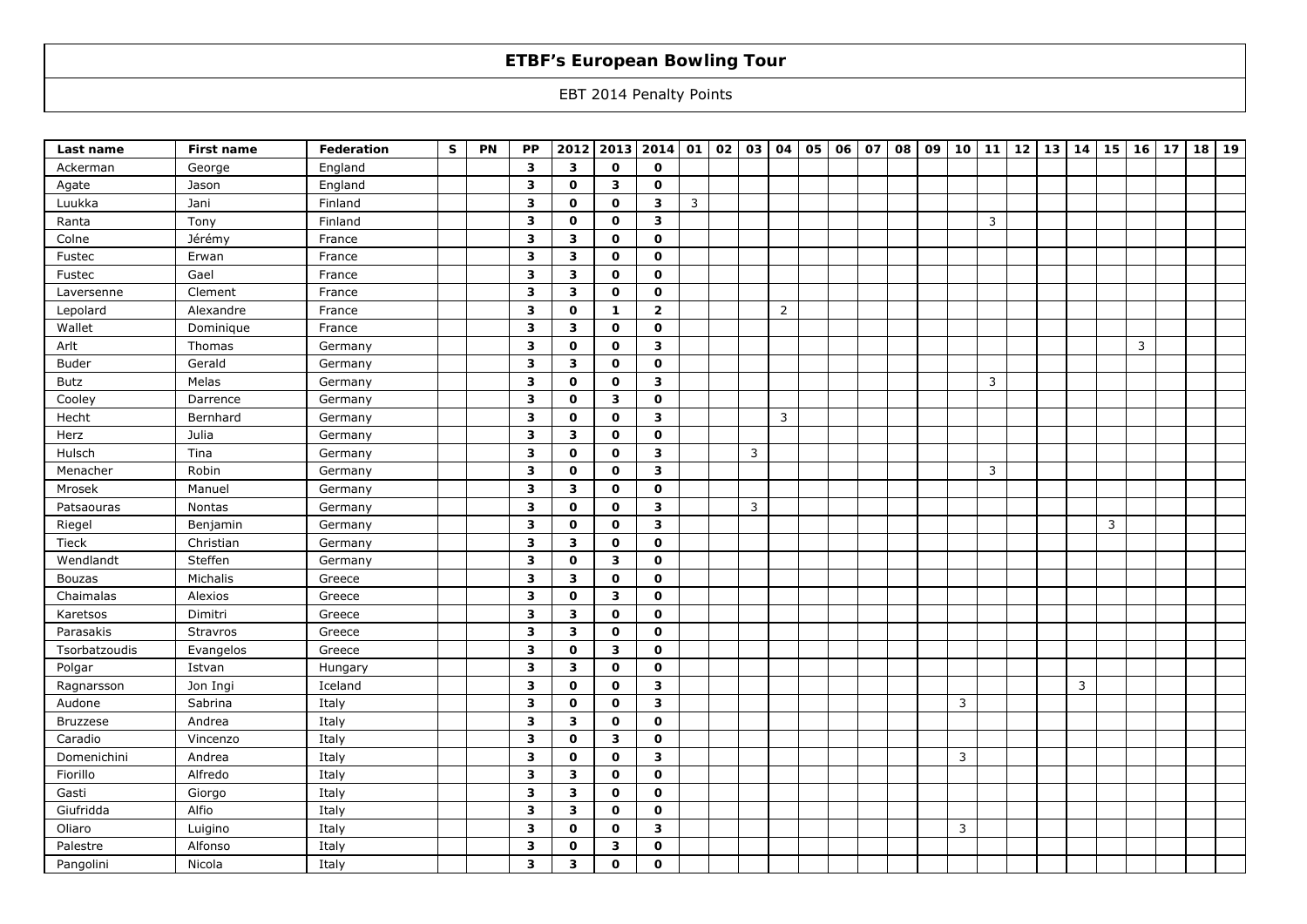# ETBF's European Bowling Tour

EBT 2014 Penalty Points

| Last name | First name | Federation | S | PN | PP | 2012 | 2013 | 2014 | 01 | 02 | 03 | 04 | 05 | 06 | 07 | 08 | 09 | 10 | 11 | 12 | 13 | 14 | 15 | 16 | 17 | 18 | 19 |
|---|---|---|---|---|---|---|---|---|---|---|---|---|---|---|---|---|---|---|---|---|---|---|---|---|---|---|---|
| Ackerman | George | England | | | **3** | **3** | **0** | **0** | | | | | | | | | | | | | | | | | | | |
| Agate | Jason | England | | | **3** | **0** | **3** | **0** | | | | | | | | | | | | | | | | | | | |
| Luukka | Jani | Finland | | | **3** | **0** | **0** | **3** | 3 | | | | | | | | | | | | | | | | | | |
| Ranta | Tony | Finland | | | **3** | **0** | **0** | **3** | | | | | | | | | | | 3 | | | | | | | | |
| Colne | Jérémy | France | | | **3** | **3** | **0** | **0** | | | | | | | | | | | | | | | | | | | |
| Fustec | Erwan | France | | | **3** | **3** | **0** | **0** | | | | | | | | | | | | | | | | | | | |
| Fustec | Gael | France | | | **3** | **3** | **0** | **0** | | | | | | | | | | | | | | | | | | | |
| Laversenne | Clement | France | | | **3** | **3** | **0** | **0** | | | | | | | | | | | | | | | | | | | |
| Lepolard | Alexandre | France | | | **3** | **0** | **1** | **2** | | | | 2 | | | | | | | | | | | | | | | |
| Wallet | Dominique | France | | | **3** | **3** | **0** | **0** | | | | | | | | | | | | | | | | | | | |
| Arlt | Thomas | Germany | | | **3** | **0** | **0** | **3** | | | | | | | | | | | | | | | | 3 | | | |
| Buder | Gerald | Germany | | | **3** | **3** | **0** | **0** | | | | | | | | | | | | | | | | | | | |
| Butz | Melas | Germany | | | **3** | **0** | **0** | **3** | | | | | | | | | | | 3 | | | | | | | | |
| Cooley | Darrence | Germany | | | **3** | **0** | **3** | **0** | | | | | | | | | | | | | | | | | | | |
| Hecht | Bernhard | Germany | | | **3** | **0** | **0** | **3** | | | | 3 | | | | | | | | | | | | | | | |
| Herz | Julia | Germany | | | **3** | **3** | **0** | **0** | | | | | | | | | | | | | | | | | | | |
| Hulsch | Tina | Germany | | | **3** | **0** | **0** | **3** | | | 3 | | | | | | | | | | | | | | | | |
| Menacher | Robin | Germany | | | **3** | **0** | **0** | **3** | | | | | | | | | | | 3 | | | | | | | | |
| Mrosek | Manuel | Germany | | | **3** | **3** | **0** | **0** | | | | | | | | | | | | | | | | | | | |
| Patsaouras | Nontas | Germany | | | **3** | **0** | **0** | **3** | | | 3 | | | | | | | | | | | | | | | | |
| Riegel | Benjamin | Germany | | | **3** | **0** | **0** | **3** | | | | | | | | | | | | | | | 3 | | | | |
| Tieck | Christian | Germany | | | **3** | **3** | **0** | **0** | | | | | | | | | | | | | | | | | | | |
| Wendlandt | Steffen | Germany | | | **3** | **0** | **3** | **0** | | | | | | | | | | | | | | | | | | | |
| Bouzas | Michalis | Greece | | | **3** | **3** | **0** | **0** | | | | | | | | | | | | | | | | | | | |
| Chaimalas | Alexios | Greece | | | **3** | **0** | **3** | **0** | | | | | | | | | | | | | | | | | | | |
| Karetsos | Dimitri | Greece | | | **3** | **3** | **0** | **0** | | | | | | | | | | | | | | | | | | | |
| Parasakis | Stravros | Greece | | | **3** | **3** | **0** | **0** | | | | | | | | | | | | | | | | | | | |
| Tsorbatzoudis | Evangelos | Greece | | | **3** | **0** | **3** | **0** | | | | | | | | | | | | | | | | | | | |
| Polgar | Istvan | Hungary | | | **3** | **3** | **0** | **0** | | | | | | | | | | | | | | | | | | | |
| Ragnarsson | Jon Ingi | Iceland | | | **3** | **0** | **0** | **3** | | | | | | | | | | | | | | 3 | | | | | |
| Audone | Sabrina | Italy | | | **3** | **0** | **0** | **3** | | | | | | | | | | 3 | | | | | | | | | |
| Bruzzese | Andrea | Italy | | | **3** | **3** | **0** | **0** | | | | | | | | | | | | | | | | | | | |
| Caradio | Vincenzo | Italy | | | **3** | **0** | **3** | **0** | | | | | | | | | | | | | | | | | | | |
| Domenichini | Andrea | Italy | | | **3** | **0** | **0** | **3** | | | | | | | | | | 3 | | | | | | | | | |
| Fiorillo | Alfredo | Italy | | | **3** | **3** | **0** | **0** | | | | | | | | | | | | | | | | | | | |
| Gasti | Giorgo | Italy | | | **3** | **3** | **0** | **0** | | | | | | | | | | | | | | | | | | | |
| Giufridda | Alfio | Italy | | | **3** | **3** | **0** | **0** | | | | | | | | | | | | | | | | | | | |
| Oliaro | Luigino | Italy | | | **3** | **0** | **0** | **3** | | | | | | | | | | 3 | | | | | | | | | |
| Palestre | Alfonso | Italy | | | **3** | **0** | **3** | **0** | | | | | | | | | | | | | | | | | | | |
| Pangolini | Nicola | Italy | | | **3** | **3** | **0** | **0** | | | | | | | | | | | | | | | | | | | |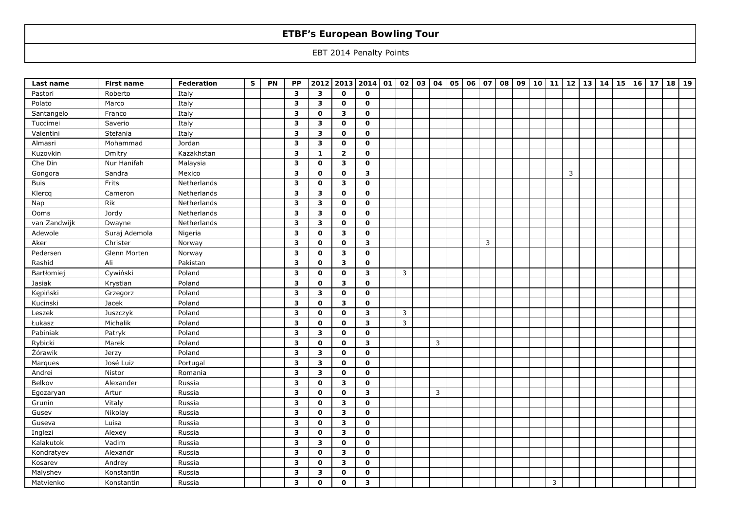# ETBF's European Bowling Tour

EBT 2014 Penalty Points

| Last name | First name | Federation | S | PN | PP | 2012 | 2013 | 2014 | 01 | 02 | 03 | 04 | 05 | 06 | 07 | 08 | 09 | 10 | 11 | 12 | 13 | 14 | 15 | 16 | 17 | 18 | 19 |
|---|---|---|---|---|---|---|---|---|---|---|---|---|---|---|---|---|---|---|---|---|---|---|---|---|---|---|---|
| Pastori | Roberto | Italy | | | **3** | **3** | **0** | **0** | | | | | | | | | | | | | | | | | | | |
| Polato | Marco | Italy | | | **3** | **3** | **0** | **0** | | | | | | | | | | | | | | | | | | | |
| Santangelo | Franco | Italy | | | **3** | **0** | **3** | **0** | | | | | | | | | | | | | | | | | | | |
| Tuccimei | Saverio | Italy | | | **3** | **3** | **0** | **0** | | | | | | | | | | | | | | | | | | | |
| Valentini | Stefania | Italy | | | **3** | **3** | **0** | **0** | | | | | | | | | | | | | | | | | | | |
| Almasri | Mohammad | Jordan | | | **3** | **3** | **0** | **0** | | | | | | | | | | | | | | | | | | | |
| Kuzovkin | Dmitry | Kazakhstan | | | **3** | **1** | **2** | **0** | | | | | | | | | | | | | | | | | | | |
| Che Din | Nur Hanifah | Malaysia | | | **3** | **0** | **3** | **0** | | | | | | | | | | | | | | | | | | | |
| Gongora | Sandra | Mexico | | | **3** | **0** | **0** | **3** | | | | | | | | | | | | 3 | | | | | | | |
| Buis | Frits | Netherlands | | | **3** | **0** | **3** | **0** | | | | | | | | | | | | | | | | | | | |
| Klercq | Cameron | Netherlands | | | **3** | **3** | **0** | **0** | | | | | | | | | | | | | | | | | | | |
| Nap | Rik | Netherlands | | | **3** | **3** | **0** | **0** | | | | | | | | | | | | | | | | | | | |
| Ooms | Jordy | Netherlands | | | **3** | **3** | **0** | **0** | | | | | | | | | | | | | | | | | | | |
| van Zandwijk | Dwayne | Netherlands | | | **3** | **3** | **0** | **0** | | | | | | | | | | | | | | | | | | | |
| Adewole | Suraj Ademola | Nigeria | | | **3** | **0** | **3** | **0** | | | | | | | | | | | | | | | | | | | |
| Aker | Christer | Norway | | | **3** | **0** | **0** | **3** | | | | | | | 3 | | | | | | | | | | | | |
| Pedersen | Glenn Morten | Norway | | | **3** | **0** | **3** | **0** | | | | | | | | | | | | | | | | | | | |
| Rashid | Ali | Pakistan | | | **3** | **0** | **3** | **0** | | | | | | | | | | | | | | | | | | | |
| Bartłomiej | Cywiński | Poland | | | **3** | **0** | **0** | **3** | | 3 | | | | | | | | | | | | | | | | | |
| Jasiak | Krystian | Poland | | | **3** | **0** | **3** | **0** | | | | | | | | | | | | | | | | | | | |
| Kępiński | Grzegorz | Poland | | | **3** | **3** | **0** | **0** | | | | | | | | | | | | | | | | | | | |
| Kucinski | Jacek | Poland | | | **3** | **0** | **3** | **0** | | | | | | | | | | | | | | | | | | | |
| Leszek | Juszczyk | Poland | | | **3** | **0** | **0** | **3** | | 3 | | | | | | | | | | | | | | | | | |
| Łukasz | Michalik | Poland | | | **3** | **0** | **0** | **3** | | 3 | | | | | | | | | | | | | | | | | |
| Pabiniak | Patryk | Poland | | | **3** | **3** | **0** | **0** | | | | | | | | | | | | | | | | | | | |
| Rybicki | Marek | Poland | | | **3** | **0** | **0** | **3** | | | | 3 | | | | | | | | | | | | | | | |
| Żórawik | Jerzy | Poland | | | **3** | **3** | **0** | **0** | | | | | | | | | | | | | | | | | | | |
| Marques | José Luiz | Portugal | | | **3** | **3** | **0** | **0** | | | | | | | | | | | | | | | | | | | |
| Andrei | Nistor | Romania | | | **3** | **3** | **0** | **0** | | | | | | | | | | | | | | | | | | | |
| Belkov | Alexander | Russia | | | **3** | **0** | **3** | **0** | | | | | | | | | | | | | | | | | | | |
| Egozaryan | Artur | Russia | | | **3** | **0** | **0** | **3** | | | | 3 | | | | | | | | | | | | | | | |
| Grunin | Vitaly | Russia | | | **3** | **0** | **3** | **0** | | | | | | | | | | | | | | | | | | | |
| Gusev | Nikolay | Russia | | | **3** | **0** | **3** | **0** | | | | | | | | | | | | | | | | | | | |
| Guseva | Luisa | Russia | | | **3** | **0** | **3** | **0** | | | | | | | | | | | | | | | | | | | |
| Inglezi | Alexey | Russia | | | **3** | **0** | **3** | **0** | | | | | | | | | | | | | | | | | | | |
| Kalakutok | Vadim | Russia | | | **3** | **3** | **0** | **0** | | | | | | | | | | | | | | | | | | | |
| Kondratyev | Alexandr | Russia | | | **3** | **0** | **3** | **0** | | | | | | | | | | | | | | | | | | | |
| Kosarev | Andrey | Russia | | | **3** | **0** | **3** | **0** | | | | | | | | | | | | | | | | | | | |
| Malyshev | Konstantin | Russia | | | **3** | **3** | **0** | **0** | | | | | | | | | | | | | | | | | | | |
| Matvienko | Konstantin | Russia | | | **3** | **0** | **0** | **3** | | | | | | | | | | | 3 | | | | | | | | |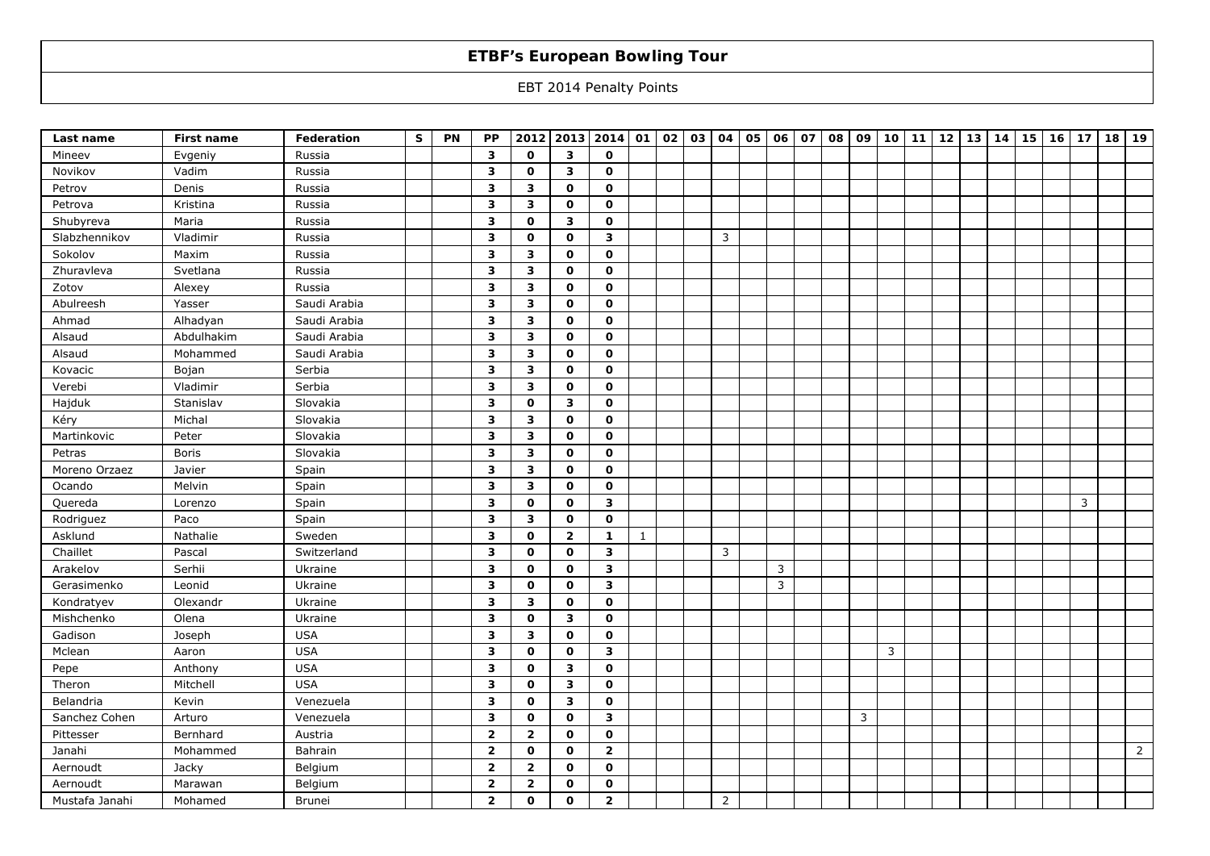# ETBF's European Bowling Tour

EBT 2014 Penalty Points

| Last name | First name | Federation | S | PN | PP | 2012 | 2013 | 2014 | 01 | 02 | 03 | 04 | 05 | 06 | 07 | 08 | 09 | 10 | 11 | 12 | 13 | 14 | 15 | 16 | 17 | 18 | 19 |
|---|---|---|---|---|---|---|---|---|---|---|---|---|---|---|---|---|---|---|---|---|---|---|---|---|---|---|---|
| Mineev | Evgeniy | Russia | | | **3** | **0** | **3** | **0** | | | | | | | | | | | | | | | | | | | |
| Novikov | Vadim | Russia | | | **3** | **0** | **3** | **0** | | | | | | | | | | | | | | | | | | | |
| Petrov | Denis | Russia | | | **3** | **3** | **0** | **0** | | | | | | | | | | | | | | | | | | | |
| Petrova | Kristina | Russia | | | **3** | **3** | **0** | **0** | | | | | | | | | | | | | | | | | | | |
| Shubyreva | Maria | Russia | | | **3** | **0** | **3** | **0** | | | | | | | | | | | | | | | | | | | |
| Slabzhennikov | Vladimir | Russia | | | **3** | **0** | **0** | **3** | | | | 3 | | | | | | | | | | | | | | | |
| Sokolov | Maxim | Russia | | | **3** | **3** | **0** | **0** | | | | | | | | | | | | | | | | | | | |
| Zhuravleva | Svetlana | Russia | | | **3** | **3** | **0** | **0** | | | | | | | | | | | | | | | | | | | |
| Zotov | Alexey | Russia | | | **3** | **3** | **0** | **0** | | | | | | | | | | | | | | | | | | | |
| Abulreesh | Yasser | Saudi Arabia | | | **3** | **3** | **0** | **0** | | | | | | | | | | | | | | | | | | | |
| Ahmad | Alhadyan | Saudi Arabia | | | **3** | **3** | **0** | **0** | | | | | | | | | | | | | | | | | | | |
| Alsaud | Abdulhakim | Saudi Arabia | | | **3** | **3** | **0** | **0** | | | | | | | | | | | | | | | | | | | |
| Alsaud | Mohammed | Saudi Arabia | | | **3** | **3** | **0** | **0** | | | | | | | | | | | | | | | | | | | |
| Kovacic | Bojan | Serbia | | | **3** | **3** | **0** | **0** | | | | | | | | | | | | | | | | | | | |
| Verebi | Vladimir | Serbia | | | **3** | **3** | **0** | **0** | | | | | | | | | | | | | | | | | | | |
| Hajduk | Stanislav | Slovakia | | | **3** | **0** | **3** | **0** | | | | | | | | | | | | | | | | | | | |
| Kéry | Michal | Slovakia | | | **3** | **3** | **0** | **0** | | | | | | | | | | | | | | | | | | | |
| Martinkovic | Peter | Slovakia | | | **3** | **3** | **0** | **0** | | | | | | | | | | | | | | | | | | | |
| Petras | Boris | Slovakia | | | **3** | **3** | **0** | **0** | | | | | | | | | | | | | | | | | | | |
| Moreno Orzaez | Javier | Spain | | | **3** | **3** | **0** | **0** | | | | | | | | | | | | | | | | | | | |
| Ocando | Melvin | Spain | | | **3** | **3** | **0** | **0** | | | | | | | | | | | | | | | | | | | |
| Quereda | Lorenzo | Spain | | | **3** | **0** | **0** | **3** | | | | | | | | | | | | | | | | | 3 | | |
| Rodriguez | Paco | Spain | | | **3** | **3** | **0** | **0** | | | | | | | | | | | | | | | | | | | |
| Asklund | Nathalie | Sweden | | | **3** | **0** | **2** | **1** | 1 | | | | | | | | | | | | | | | | | | |
| Chaillet | Pascal | Switzerland | | | **3** | **0** | **0** | **3** | | | | 3 | | | | | | | | | | | | | | | |
| Arakelov | Serhii | Ukraine | | | **3** | **0** | **0** | **3** | | | | | | 3 | | | | | | | | | | | | | |
| Gerasimenko | Leonid | Ukraine | | | **3** | **0** | **0** | **3** | | | | | | 3 | | | | | | | | | | | | | |
| Kondratyev | Olexandr | Ukraine | | | **3** | **3** | **0** | **0** | | | | | | | | | | | | | | | | | | | |
| Mishchenko | Olena | Ukraine | | | **3** | **0** | **3** | **0** | | | | | | | | | | | | | | | | | | | |
| Gadison | Joseph | USA | | | **3** | **3** | **0** | **0** | | | | | | | | | | | | | | | | | | | |
| Mclean | Aaron | USA | | | **3** | **0** | **0** | **3** | | | | | | | | | | 3 | | | | | | | | | |
| Pepe | Anthony | USA | | | **3** | **0** | **3** | **0** | | | | | | | | | | | | | | | | | | | |
| Theron | Mitchell | USA | | | **3** | **0** | **3** | **0** | | | | | | | | | | | | | | | | | | | |
| Belandria | Kevin | Venezuela | | | **3** | **0** | **3** | **0** | | | | | | | | | | | | | | | | | | | |
| Sanchez Cohen | Arturo | Venezuela | | | **3** | **0** | **0** | **3** | | | | | | | | | 3 | | | | | | | | | | |
| Pittesser | Bernhard | Austria | | | **2** | **2** | **0** | **0** | | | | | | | | | | | | | | | | | | | |
| Janahi | Mohammed | Bahrain | | | **2** | **0** | **0** | **2** | | | | | | | | | | | | | | | | | | | 2 |
| Aernoudt | Jacky | Belgium | | | **2** | **2** | **0** | **0** | | | | | | | | | | | | | | | | | | | |
| Aernoudt | Marawan | Belgium | | | **2** | **2** | **0** | **0** | | | | | | | | | | | | | | | | | | | |
| Mustafa Janahi | Mohamed | Brunei | | | **2** | **0** | **0** | **2** | | | | 2 | | | | | | | | | | | | | | | |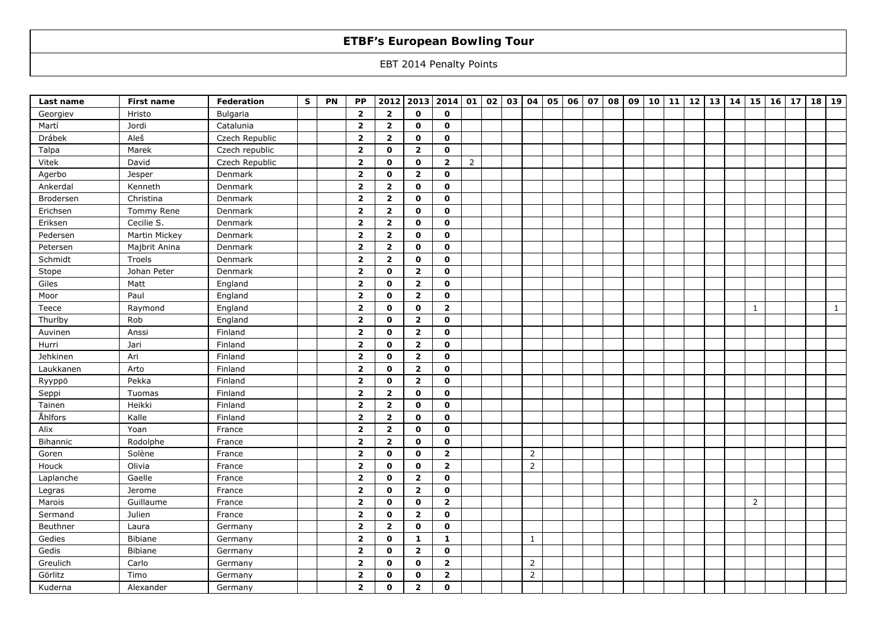# ETBF's European Bowling Tour

EBT 2014 Penalty Points

| Last name | First name | Federation | S | PN | PP | 2012 | 2013 | 2014 | 01 | 02 | 03 | 04 | 05 | 06 | 07 | 08 | 09 | 10 | 11 | 12 | 13 | 14 | 15 | 16 | 17 | 18 | 19 |
|---|---|---|---|---|---|---|---|---|---|---|---|---|---|---|---|---|---|---|---|---|---|---|---|---|---|---|---|
| Georgiev | Hristo | Bulgaria | | | **2** | **2** | **0** | **0** | | | | | | | | | | | | | | | | | | | |
| Martí | Jordi | Catalunia | | | **2** | **2** | **0** | **0** | | | | | | | | | | | | | | | | | | | |
| Drábek | Aleš | Czech Republic | | | **2** | **2** | **0** | **0** | | | | | | | | | | | | | | | | | | | |
| Talpa | Marek | Czech republic | | | **2** | **0** | **2** | **0** | | | | | | | | | | | | | | | | | | | |
| Vitek | David | Czech Republic | | | **2** | **0** | **0** | **2** | 2 | | | | | | | | | | | | | | | | | | |
| Agerbo | Jesper | Denmark | | | **2** | **0** | **2** | **0** | | | | | | | | | | | | | | | | | | | |
| Ankerdal | Kenneth | Denmark | | | **2** | **2** | **0** | **0** | | | | | | | | | | | | | | | | | | | |
| Brodersen | Christina | Denmark | | | **2** | **2** | **0** | **0** | | | | | | | | | | | | | | | | | | | |
| Erichsen | Tommy Rene | Denmark | | | **2** | **2** | **0** | **0** | | | | | | | | | | | | | | | | | | | |
| Eriksen | Cecilie S. | Denmark | | | **2** | **2** | **0** | **0** | | | | | | | | | | | | | | | | | | | |
| Pedersen | Martin Mickey | Denmark | | | **2** | **2** | **0** | **0** | | | | | | | | | | | | | | | | | | | |
| Petersen | Majbrit Anina | Denmark | | | **2** | **2** | **0** | **0** | | | | | | | | | | | | | | | | | | | |
| Schmidt | Troels | Denmark | | | **2** | **2** | **0** | **0** | | | | | | | | | | | | | | | | | | | |
| Stope | Johan Peter | Denmark | | | **2** | **0** | **2** | **0** | | | | | | | | | | | | | | | | | | | |
| Giles | Matt | England | | | **2** | **0** | **2** | **0** | | | | | | | | | | | | | | | | | | | |
| Moor | Paul | England | | | **2** | **0** | **2** | **0** | | | | | | | | | | | | | | | | | | | |
| Teece | Raymond | England | | | **2** | **0** | **0** | **2** | | | | | | | | | | | | | | | 1 | | | | 1 |
| Thurlby | Rob | England | | | **2** | **0** | **2** | **0** | | | | | | | | | | | | | | | | | | | |
| Auvinen | Anssi | Finland | | | **2** | **0** | **2** | **0** | | | | | | | | | | | | | | | | | | | |
| Hurri | Jari | Finland | | | **2** | **0** | **2** | **0** | | | | | | | | | | | | | | | | | | | |
| Jehkinen | Ari | Finland | | | **2** | **0** | **2** | **0** | | | | | | | | | | | | | | | | | | | |
| Laukkanen | Arto | Finland | | | **2** | **0** | **2** | **0** | | | | | | | | | | | | | | | | | | | |
| Ryyppö | Pekka | Finland | | | **2** | **0** | **2** | **0** | | | | | | | | | | | | | | | | | | | |
| Seppi | Tuomas | Finland | | | **2** | **2** | **0** | **0** | | | | | | | | | | | | | | | | | | | |
| Tainen | Heikki | Finland | | | **2** | **2** | **0** | **0** | | | | | | | | | | | | | | | | | | | |
| Åhlfors | Kalle | Finland | | | **2** | **2** | **0** | **0** | | | | | | | | | | | | | | | | | | | |
| Alix | Yoan | France | | | **2** | **2** | **0** | **0** | | | | | | | | | | | | | | | | | | | |
| Bihannic | Rodolphe | France | | | **2** | **2** | **0** | **0** | | | | | | | | | | | | | | | | | | | |
| Goren | Solène | France | | | **2** | **0** | **0** | **2** | | | | 2 | | | | | | | | | | | | | | | |
| Houck | Olivia | France | | | **2** | **0** | **0** | **2** | | | | 2 | | | | | | | | | | | | | | | |
| Laplanche | Gaelle | France | | | **2** | **0** | **2** | **0** | | | | | | | | | | | | | | | | | | | |
| Legras | Jerome | France | | | **2** | **0** | **2** | **0** | | | | | | | | | | | | | | | | | | | |
| Marois | Guillaume | France | | | **2** | **0** | **0** | **2** | | | | | | | | | | | | | | | 2 | | | | |
| Sermand | Julien | France | | | **2** | **0** | **2** | **0** | | | | | | | | | | | | | | | | | | | |
| Beuthner | Laura | Germany | | | **2** | **2** | **0** | **0** | | | | | | | | | | | | | | | | | | | |
| Gedies | Bibiane | Germany | | | **2** | **0** | **1** | **1** | | | | 1 | | | | | | | | | | | | | | | |
| Gedis | Bibiane | Germany | | | **2** | **0** | **2** | **0** | | | | | | | | | | | | | | | | | | | |
| Greulich | Carlo | Germany | | | **2** | **0** | **0** | **2** | | | | 2 | | | | | | | | | | | | | | | |
| Görlitz | Timo | Germany | | | **2** | **0** | **0** | **2** | | | | 2 | | | | | | | | | | | | | | | |
| Kuderna | Alexander | Germany | | | **2** | **0** | **2** | **0** | | | | | | | | | | | | | | | | | | | |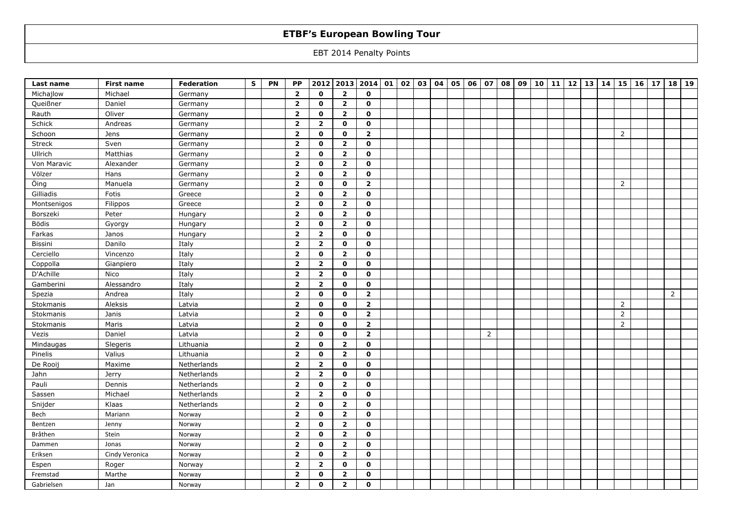# ETBF's European Bowling Tour

EBT 2014 Penalty Points

| Last name | First name | Federation | S | PN | PP | 2012 | 2013 | 2014 | 01 | 02 | 03 | 04 | 05 | 06 | 07 | 08 | 09 | 10 | 11 | 12 | 13 | 14 | 15 | 16 | 17 | 18 | 19 |
|---|---|---|---|---|---|---|---|---|---|---|---|---|---|---|---|---|---|---|---|---|---|---|---|---|---|---|---|
| Michajlow | Michael | Germany | | | **2** | **0** | **2** | **0** | | | | | | | | | | | | | | | | | | | |
| Queißner | Daniel | Germany | | | **2** | **0** | **2** | **0** | | | | | | | | | | | | | | | | | | | |
| Rauth | Oliver | Germany | | | **2** | **0** | **2** | **0** | | | | | | | | | | | | | | | | | | | |
| Schick | Andreas | Germany | | | **2** | **2** | **0** | **0** | | | | | | | | | | | | | | | | | | | |
| Schoon | Jens | Germany | | | **2** | **0** | **0** | **2** | | | | | | | | | | | | | | | 2 | | | | |
| Streck | Sven | Germany | | | **2** | **0** | **2** | **0** | | | | | | | | | | | | | | | | | | | |
| Ullrich | Matthias | Germany | | | **2** | **0** | **2** | **0** | | | | | | | | | | | | | | | | | | | |
| Von Maravic | Alexander | Germany | | | **2** | **0** | **2** | **0** | | | | | | | | | | | | | | | | | | | |
| Völzer | Hans | Germany | | | **2** | **0** | **2** | **0** | | | | | | | | | | | | | | | | | | | |
| Öing | Manuela | Germany | | | **2** | **0** | **0** | **2** | | | | | | | | | | | | | | | 2 | | | | |
| Gilliadis | Fotis | Greece | | | **2** | **0** | **2** | **0** | | | | | | | | | | | | | | | | | | | |
| Montsenigos | Filippos | Greece | | | **2** | **0** | **2** | **0** | | | | | | | | | | | | | | | | | | | |
| Borszeki | Peter | Hungary | | | **2** | **0** | **2** | **0** | | | | | | | | | | | | | | | | | | | |
| Bödis | Gyorgy | Hungary | | | **2** | **0** | **2** | **0** | | | | | | | | | | | | | | | | | | | |
| Farkas | Janos | Hungary | | | **2** | **2** | **0** | **0** | | | | | | | | | | | | | | | | | | | |
| Bissini | Danilo | Italy | | | **2** | **2** | **0** | **0** | | | | | | | | | | | | | | | | | | | |
| Cerciello | Vincenzo | Italy | | | **2** | **0** | **2** | **0** | | | | | | | | | | | | | | | | | | | |
| Coppolla | Gianpiero | Italy | | | **2** | **2** | **0** | **0** | | | | | | | | | | | | | | | | | | | |
| D'Achille | Nico | Italy | | | **2** | **2** | **0** | **0** | | | | | | | | | | | | | | | | | | | |
| Gamberini | Alessandro | Italy | | | **2** | **2** | **0** | **0** | | | | | | | | | | | | | | | | | | | |
| Spezia | Andrea | Italy | | | **2** | **0** | **0** | **2** | | | | | | | | | | | | | | | | | | 2 | |
| Stokmanis | Aleksis | Latvia | | | **2** | **0** | **0** | **2** | | | | | | | | | | | | | | | 2 | | | | |
| Stokmanis | Janis | Latvia | | | **2** | **0** | **0** | **2** | | | | | | | | | | | | | | | 2 | | | | |
| Stokmanis | Maris | Latvia | | | **2** | **0** | **0** | **2** | | | | | | | | | | | | | | | 2 | | | | |
| Vezis | Daniel | Latvia | | | **2** | **0** | **0** | **2** | | | | | | | 2 | | | | | | | | | | | | |
| Mindaugas | Slegeris | Lithuania | | | **2** | **0** | **2** | **0** | | | | | | | | | | | | | | | | | | | |
| Pinelis | Valius | Lithuania | | | **2** | **0** | **2** | **0** | | | | | | | | | | | | | | | | | | | |
| De Rooij | Maxime | Netherlands | | | **2** | **2** | **0** | **0** | | | | | | | | | | | | | | | | | | | |
| Jahn | Jerry | Netherlands | | | **2** | **2** | **0** | **0** | | | | | | | | | | | | | | | | | | | |
| Pauli | Dennis | Netherlands | | | **2** | **0** | **2** | **0** | | | | | | | | | | | | | | | | | | | |
| Sassen | Michael | Netherlands | | | **2** | **2** | **0** | **0** | | | | | | | | | | | | | | | | | | | |
| Snijder | Klaas | Netherlands | | | **2** | **0** | **2** | **0** | | | | | | | | | | | | | | | | | | | |
| Bech | Mariann | Norway | | | **2** | **0** | **2** | **0** | | | | | | | | | | | | | | | | | | | |
| Bentzen | Jenny | Norway | | | **2** | **0** | **2** | **0** | | | | | | | | | | | | | | | | | | | |
| Bråthen | Stein | Norway | | | **2** | **0** | **2** | **0** | | | | | | | | | | | | | | | | | | | |
| Dammen | Jonas | Norway | | | **2** | **0** | **2** | **0** | | | | | | | | | | | | | | | | | | | |
| Eriksen | Cindy Veronica | Norway | | | **2** | **0** | **2** | **0** | | | | | | | | | | | | | | | | | | | |
| Espen | Roger | Norway | | | **2** | **2** | **0** | **0** | | | | | | | | | | | | | | | | | | | |
| Fremstad | Marthe | Norway | | | **2** | **0** | **2** | **0** | | | | | | | | | | | | | | | | | | | |
| Gabrielsen | Jan | Norway | | | **2** | **0** | **2** | **0** | | | | | | | | | | | | | | | | | | | |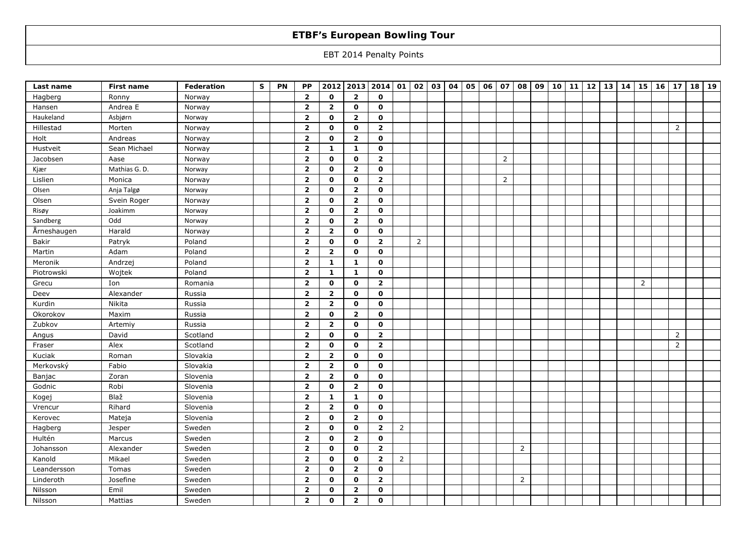# ETBF's European Bowling Tour

EBT 2014 Penalty Points

| Last name | First name | Federation | S | PN | PP | 2012 | 2013 | 2014 | 01 | 02 | 03 | 04 | 05 | 06 | 07 | 08 | 09 | 10 | 11 | 12 | 13 | 14 | 15 | 16 | 17 | 18 | 19 |
|---|---|---|---|---|---|---|---|---|---|---|---|---|---|---|---|---|---|---|---|---|---|---|---|---|---|---|---|
| Hagberg | Ronny | Norway | | | 2 | 0 | 2 | 0 | | | | | | | | | | | | | | | | | | | |
| Hansen | Andrea E | Norway | | | 2 | 2 | 0 | 0 | | | | | | | | | | | | | | | | | | | |
| Haukeland | Asbjørn | Norway | | | 2 | 0 | 2 | 0 | | | | | | | | | | | | | | | | | | | |
| Hillestad | Morten | Norway | | | 2 | 0 | 0 | 2 | | | | | | | | | | | | | | | | | 2 | | |
| Holt | Andreas | Norway | | | 2 | 0 | 2 | 0 | | | | | | | | | | | | | | | | | | | |
| Hustveit | Sean Michael | Norway | | | 2 | 1 | 1 | 0 | | | | | | | | | | | | | | | | | | | |
| Jacobsen | Aase | Norway | | | 2 | 0 | 0 | 2 | | | | | | | 2 | | | | | | | | | | | | |
| Kjær | Mathias G. D. | Norway | | | 2 | 0 | 2 | 0 | | | | | | | | | | | | | | | | | | | |
| Lislien | Monica | Norway | | | 2 | 0 | 0 | 2 | | | | | | | 2 | | | | | | | | | | | | |
| Olsen | Anja Talgø | Norway | | | 2 | 0 | 2 | 0 | | | | | | | | | | | | | | | | | | | |
| Olsen | Svein Roger | Norway | | | 2 | 0 | 2 | 0 | | | | | | | | | | | | | | | | | | | |
| Risøy | Joakimm | Norway | | | 2 | 0 | 2 | 0 | | | | | | | | | | | | | | | | | | | |
| Sandberg | Odd | Norway | | | 2 | 0 | 2 | 0 | | | | | | | | | | | | | | | | | | | |
| Årneshaugen | Harald | Norway | | | 2 | 2 | 0 | 0 | | | | | | | | | | | | | | | | | | | |
| Bakir | Patryk | Poland | | | 2 | 0 | 0 | 2 | | 2 | | | | | | | | | | | | | | | | | |
| Martin | Adam | Poland | | | 2 | 2 | 0 | 0 | | | | | | | | | | | | | | | | | | | |
| Meronik | Andrzej | Poland | | | 2 | 1 | 1 | 0 | | | | | | | | | | | | | | | | | | | |
| Piotrowski | Wojtek | Poland | | | 2 | 1 | 1 | 0 | | | | | | | | | | | | | | | | | | | |
| Grecu | Ion | Romania | | | 2 | 0 | 0 | 2 | | | | | | | | | | | | | | | 2 | | | | |
| Deev | Alexander | Russia | | | 2 | 2 | 0 | 0 | | | | | | | | | | | | | | | | | | | |
| Kurdin | Nikita | Russia | | | 2 | 2 | 0 | 0 | | | | | | | | | | | | | | | | | | | |
| Okorokov | Maxim | Russia | | | 2 | 0 | 2 | 0 | | | | | | | | | | | | | | | | | | | |
| Zubkov | Artemiy | Russia | | | 2 | 2 | 0 | 0 | | | | | | | | | | | | | | | | | | | |
| Angus | David | Scotland | | | 2 | 0 | 0 | 2 | | | | | | | | | | | | | | | | | 2 | | |
| Fraser | Alex | Scotland | | | 2 | 0 | 0 | 2 | | | | | | | | | | | | | | | | | 2 | | |
| Kuciak | Roman | Slovakia | | | 2 | 2 | 0 | 0 | | | | | | | | | | | | | | | | | | | |
| Merkovský | Fabio | Slovakia | | | 2 | 2 | 0 | 0 | | | | | | | | | | | | | | | | | | | |
| Banjac | Zoran | Slovenia | | | 2 | 2 | 0 | 0 | | | | | | | | | | | | | | | | | | | |
| Godnic | Robi | Slovenia | | | 2 | 0 | 2 | 0 | | | | | | | | | | | | | | | | | | | |
| Kogej | Blaž | Slovenia | | | 2 | 1 | 1 | 0 | | | | | | | | | | | | | | | | | | | |
| Vrencur | Rihard | Slovenia | | | 2 | 2 | 0 | 0 | | | | | | | | | | | | | | | | | | | |
| Kerovec | Mateja | Slovenia | | | 2 | 0 | 2 | 0 | | | | | | | | | | | | | | | | | | | |
| Hagberg | Jesper | Sweden | | | 2 | 0 | 0 | 2 | 2 | | | | | | | | | | | | | | | | | | |
| Hultén | Marcus | Sweden | | | 2 | 0 | 2 | 0 | | | | | | | | | | | | | | | | | | | |
| Johansson | Alexander | Sweden | | | 2 | 0 | 0 | 2 | | | | | | | | 2 | | | | | | | | | | | |
| Kanold | Mikael | Sweden | | | 2 | 0 | 0 | 2 | 2 | | | | | | | | | | | | | | | | | | |
| Leandersson | Tomas | Sweden | | | 2 | 0 | 2 | 0 | | | | | | | | | | | | | | | | | | | |
| Linderoth | Josefine | Sweden | | | 2 | 0 | 0 | 2 | | | | | | | | 2 | | | | | | | | | | | |
| Nilsson | Emil | Sweden | | | 2 | 0 | 2 | 0 | | | | | | | | | | | | | | | | | | | |
| Nilsson | Mattias | Sweden | | | 2 | 0 | 2 | 0 | | | | | | | | | | | | | | | | | | | |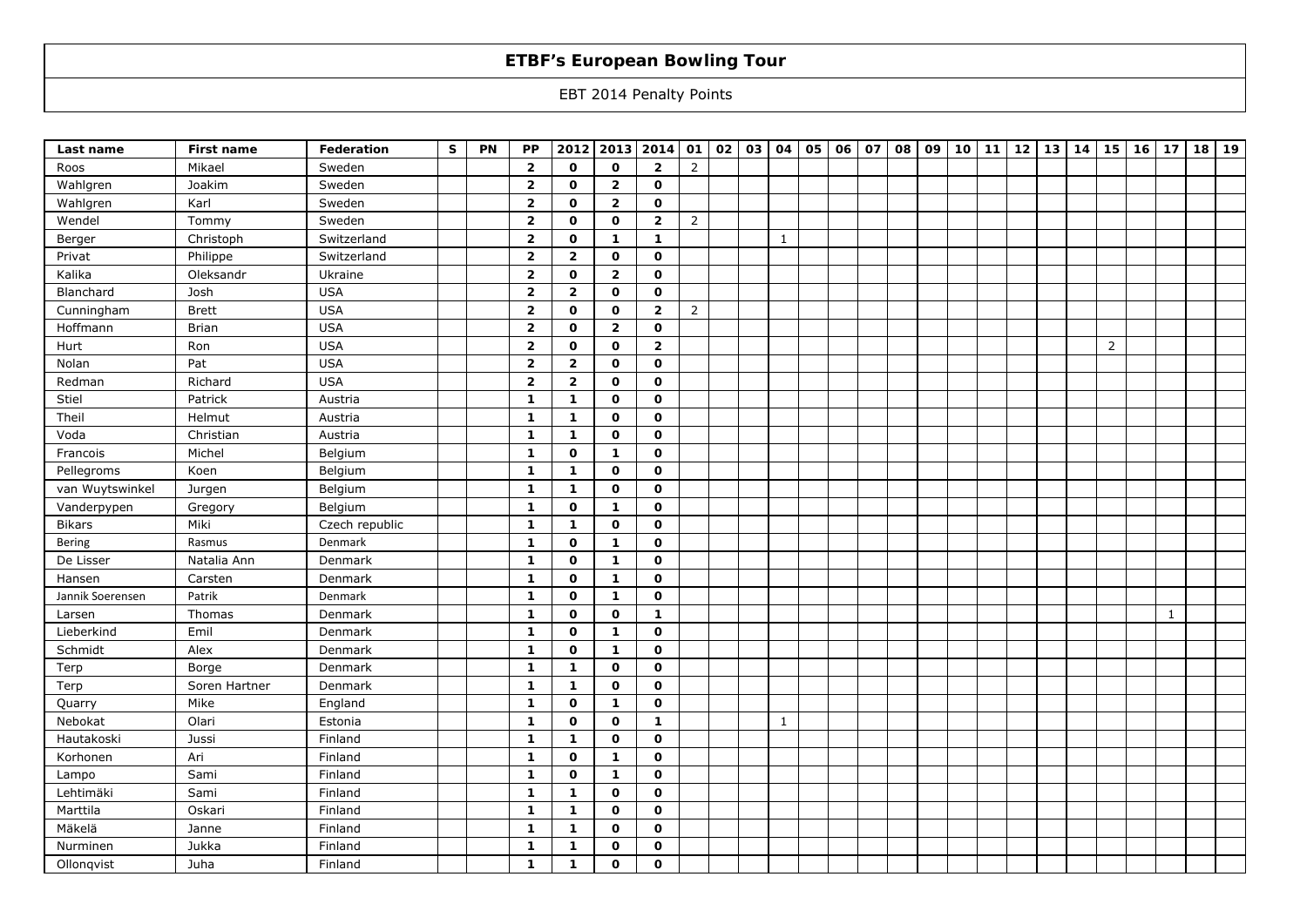# ETBF's European Bowling Tour

EBT 2014 Penalty Points

| Last name | First name | Federation | S | PN | PP | 2012 | 2013 | 2014 | 01 | 02 | 03 | 04 | 05 | 06 | 07 | 08 | 09 | 10 | 11 | 12 | 13 | 14 | 15 | 16 | 17 | 18 | 19 |
|---|---|---|---|---|---|---|---|---|---|---|---|---|---|---|---|---|---|---|---|---|---|---|---|---|---|---|---|
| Roos | Mikael | Sweden | | | **2** | **0** | **0** | **2** | 2 | | | | | | | | | | | | | | | | | | |
| Wahlgren | Joakim | Sweden | | | **2** | **0** | **2** | **0** | | | | | | | | | | | | | | | | | | | |
| Wahlgren | Karl | Sweden | | | **2** | **0** | **2** | **0** | | | | | | | | | | | | | | | | | | | |
| Wendel | Tommy | Sweden | | | **2** | **0** | **0** | **2** | 2 | | | | | | | | | | | | | | | | | | |
| Berger | Christoph | Switzerland | | | **2** | **0** | **1** | **1** | | | | 1 | | | | | | | | | | | | | | | |
| Privat | Philippe | Switzerland | | | **2** | **2** | **0** | **0** | | | | | | | | | | | | | | | | | | | |
| Kalika | Oleksandr | Ukraine | | | **2** | **0** | **2** | **0** | | | | | | | | | | | | | | | | | | | |
| Blanchard | Josh | USA | | | **2** | **2** | **0** | **0** | | | | | | | | | | | | | | | | | | | |
| Cunningham | Brett | USA | | | **2** | **0** | **0** | **2** | 2 | | | | | | | | | | | | | | | | | | |
| Hoffmann | Brian | USA | | | **2** | **0** | **2** | **0** | | | | | | | | | | | | | | | | | | | |
| Hurt | Ron | USA | | | **2** | **0** | **0** | **2** | | | | | | | | | | | | | | | 2 | | | | |
| Nolan | Pat | USA | | | **2** | **2** | **0** | **0** | | | | | | | | | | | | | | | | | | | |
| Redman | Richard | USA | | | **2** | **2** | **0** | **0** | | | | | | | | | | | | | | | | | | | |
| Stiel | Patrick | Austria | | | **1** | **1** | **0** | **0** | | | | | | | | | | | | | | | | | | | |
| Theil | Helmut | Austria | | | **1** | **1** | **0** | **0** | | | | | | | | | | | | | | | | | | | |
| Voda | Christian | Austria | | | **1** | **1** | **0** | **0** | | | | | | | | | | | | | | | | | | | |
| Francois | Michel | Belgium | | | **1** | **0** | **1** | **0** | | | | | | | | | | | | | | | | | | | |
| Pellegroms | Koen | Belgium | | | **1** | **1** | **0** | **0** | | | | | | | | | | | | | | | | | | | |
| van Wuytswinkel | Jurgen | Belgium | | | **1** | **1** | **0** | **0** | | | | | | | | | | | | | | | | | | | |
| Vanderpypen | Gregory | Belgium | | | **1** | **0** | **1** | **0** | | | | | | | | | | | | | | | | | | | |
| Bikars | Miki | Czech republic | | | **1** | **1** | **0** | **0** | | | | | | | | | | | | | | | | | | | |
| Bering | Rasmus | Denmark | | | **1** | **0** | **1** | **0** | | | | | | | | | | | | | | | | | | | |
| De Lisser | Natalia Ann | Denmark | | | **1** | **0** | **1** | **0** | | | | | | | | | | | | | | | | | | | |
| Hansen | Carsten | Denmark | | | **1** | **0** | **1** | **0** | | | | | | | | | | | | | | | | | | | |
| Jannik Soerensen | Patrik | Denmark | | | **1** | **0** | **1** | **0** | | | | | | | | | | | | | | | | | | | |
| Larsen | Thomas | Denmark | | | **1** | **0** | **0** | **1** | | | | | | | | | | | | | | | | | 1 | | |
| Lieberkind | Emil | Denmark | | | **1** | **0** | **1** | **0** | | | | | | | | | | | | | | | | | | | |
| Schmidt | Alex | Denmark | | | **1** | **0** | **1** | **0** | | | | | | | | | | | | | | | | | | | |
| Terp | Borge | Denmark | | | **1** | **1** | **0** | **0** | | | | | | | | | | | | | | | | | | | |
| Terp | Soren Hartner | Denmark | | | **1** | **1** | **0** | **0** | | | | | | | | | | | | | | | | | | | |
| Quarry | Mike | England | | | **1** | **0** | **1** | **0** | | | | | | | | | | | | | | | | | | | |
| Nebokat | Olari | Estonia | | | **1** | **0** | **0** | **1** | | | | 1 | | | | | | | | | | | | | | | |
| Hautakoski | Jussi | Finland | | | **1** | **1** | **0** | **0** | | | | | | | | | | | | | | | | | | | |
| Korhonen | Ari | Finland | | | **1** | **0** | **1** | **0** | | | | | | | | | | | | | | | | | | | |
| Lampo | Sami | Finland | | | **1** | **0** | **1** | **0** | | | | | | | | | | | | | | | | | | | |
| Lehtimäki | Sami | Finland | | | **1** | **1** | **0** | **0** | | | | | | | | | | | | | | | | | | | |
| Marttila | Oskari | Finland | | | **1** | **1** | **0** | **0** | | | | | | | | | | | | | | | | | | | |
| Mäkelä | Janne | Finland | | | **1** | **1** | **0** | **0** | | | | | | | | | | | | | | | | | | | |
| Nurminen | Jukka | Finland | | | **1** | **1** | **0** | **0** | | | | | | | | | | | | | | | | | | | |
| Ollonqvist | Juha | Finland | | | **1** | **1** | **0** | **0** | | | | | | | | | | | | | | | | | | | |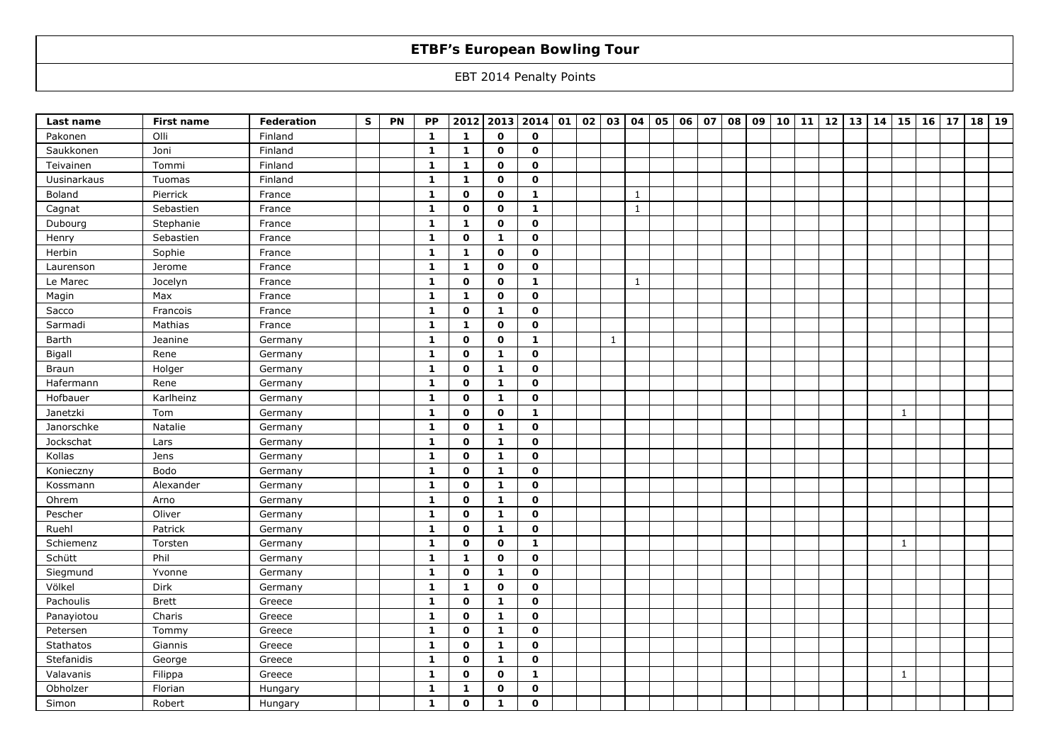# ETBF's European Bowling Tour

EBT 2014 Penalty Points

| Last name | First name | Federation | S | PN | PP | 2012 | 2013 | 2014 | 01 | 02 | 03 | 04 | 05 | 06 | 07 | 08 | 09 | 10 | 11 | 12 | 13 | 14 | 15 | 16 | 17 | 18 | 19 |
|---|---|---|---|---|---|---|---|---|---|---|---|---|---|---|---|---|---|---|---|---|---|---|---|---|---|---|---|
| Pakonen | Olli | Finland | | | 1 | 1 | 0 | 0 | | | | | | | | | | | | | | | | | | | |
| Saukkonen | Joni | Finland | | | 1 | 1 | 0 | 0 | | | | | | | | | | | | | | | | | | | |
| Teivainen | Tommi | Finland | | | 1 | 1 | 0 | 0 | | | | | | | | | | | | | | | | | | | |
| Uusinarkaus | Tuomas | Finland | | | 1 | 1 | 0 | 0 | | | | | | | | | | | | | | | | | | | |
| Boland | Pierrick | France | | | 1 | 0 | 0 | 1 | | | | 1 | | | | | | | | | | | | | | | |
| Cagnat | Sebastien | France | | | 1 | 0 | 0 | 1 | | | | 1 | | | | | | | | | | | | | | | |
| Dubourg | Stephanie | France | | | 1 | 1 | 0 | 0 | | | | | | | | | | | | | | | | | | | |
| Henry | Sebastien | France | | | 1 | 0 | 1 | 0 | | | | | | | | | | | | | | | | | | | |
| Herbin | Sophie | France | | | 1 | 1 | 0 | 0 | | | | | | | | | | | | | | | | | | | |
| Laurenson | Jerome | France | | | 1 | 1 | 0 | 0 | | | | | | | | | | | | | | | | | | | |
| Le Marec | Jocelyn | France | | | 1 | 0 | 0 | 1 | | | | 1 | | | | | | | | | | | | | | | |
| Magin | Max | France | | | 1 | 1 | 0 | 0 | | | | | | | | | | | | | | | | | | | |
| Sacco | Francois | France | | | 1 | 0 | 1 | 0 | | | | | | | | | | | | | | | | | | | |
| Sarmadi | Mathias | France | | | 1 | 1 | 0 | 0 | | | | | | | | | | | | | | | | | | | |
| Barth | Jeanine | Germany | | | 1 | 0 | 0 | 1 | | | 1 | | | | | | | | | | | | | | | | |
| Bigall | Rene | Germany | | | 1 | 0 | 1 | 0 | | | | | | | | | | | | | | | | | | | |
| Braun | Holger | Germany | | | 1 | 0 | 1 | 0 | | | | | | | | | | | | | | | | | | | |
| Hafermann | Rene | Germany | | | 1 | 0 | 1 | 0 | | | | | | | | | | | | | | | | | | | |
| Hofbauer | Karlheinz | Germany | | | 1 | 0 | 1 | 0 | | | | | | | | | | | | | | | | | | | |
| Janetzki | Tom | Germany | | | 1 | 0 | 0 | 1 | | | | | | | | | | | | | | | 1 | | | | |
| Janorschke | Natalie | Germany | | | 1 | 0 | 1 | 0 | | | | | | | | | | | | | | | | | | | |
| Jockschat | Lars | Germany | | | 1 | 0 | 1 | 0 | | | | | | | | | | | | | | | | | | | |
| Kollas | Jens | Germany | | | 1 | 0 | 1 | 0 | | | | | | | | | | | | | | | | | | | |
| Konieczny | Bodo | Germany | | | 1 | 0 | 1 | 0 | | | | | | | | | | | | | | | | | | | |
| Kossmann | Alexander | Germany | | | 1 | 0 | 1 | 0 | | | | | | | | | | | | | | | | | | | |
| Ohrem | Arno | Germany | | | 1 | 0 | 1 | 0 | | | | | | | | | | | | | | | | | | | |
| Pescher | Oliver | Germany | | | 1 | 0 | 1 | 0 | | | | | | | | | | | | | | | | | | | |
| Ruehl | Patrick | Germany | | | 1 | 0 | 1 | 0 | | | | | | | | | | | | | | | | | | | |
| Schiemenz | Torsten | Germany | | | 1 | 0 | 0 | 1 | | | | | | | | | | | | | | | 1 | | | | |
| Schütt | Phil | Germany | | | 1 | 1 | 0 | 0 | | | | | | | | | | | | | | | | | | | |
| Siegmund | Yvonne | Germany | | | 1 | 0 | 1 | 0 | | | | | | | | | | | | | | | | | | | |
| Völkel | Dirk | Germany | | | 1 | 1 | 0 | 0 | | | | | | | | | | | | | | | | | | | |
| Pachoulis | Brett | Greece | | | 1 | 0 | 1 | 0 | | | | | | | | | | | | | | | | | | | |
| Panayiotou | Charis | Greece | | | 1 | 0 | 1 | 0 | | | | | | | | | | | | | | | | | | | |
| Petersen | Tommy | Greece | | | 1 | 0 | 1 | 0 | | | | | | | | | | | | | | | | | | | |
| Stathatos | Giannis | Greece | | | 1 | 0 | 1 | 0 | | | | | | | | | | | | | | | | | | | |
| Stefanidis | George | Greece | | | 1 | 0 | 1 | 0 | | | | | | | | | | | | | | | | | | | |
| Valavanis | Filippa | Greece | | | 1 | 0 | 0 | 1 | | | | | | | | | | | | | | | 1 | | | | |
| Obholzer | Florian | Hungary | | | 1 | 1 | 0 | 0 | | | | | | | | | | | | | | | | | | | |
| Simon | Robert | Hungary | | | 1 | 0 | 1 | 0 | | | | | | | | | | | | | | | | | | | |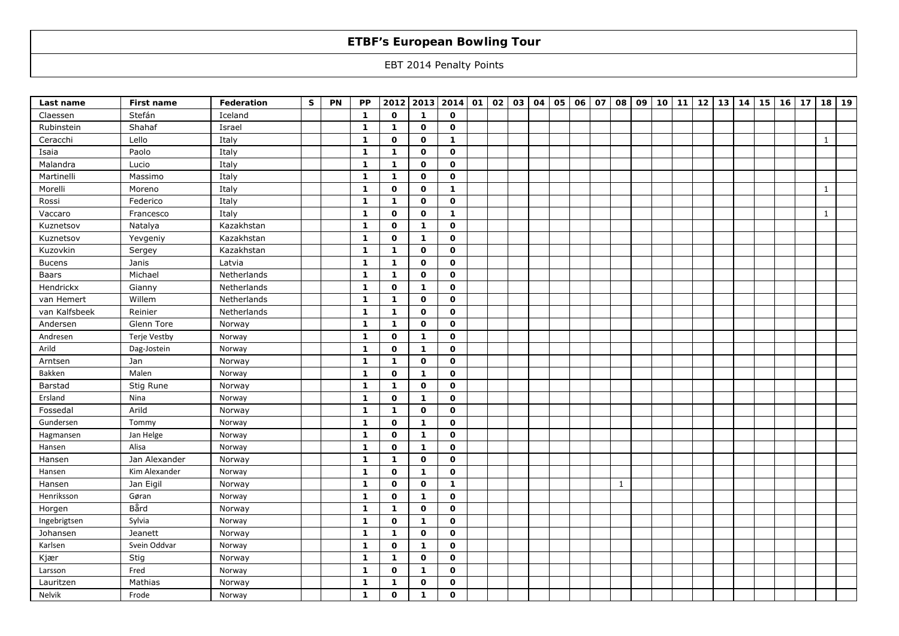# ETBF's European Bowling Tour

EBT 2014 Penalty Points

| Last name | First name | Federation | S | PN | PP | 2012 | 2013 | 2014 | 01 | 02 | 03 | 04 | 05 | 06 | 07 | 08 | 09 | 10 | 11 | 12 | 13 | 14 | 15 | 16 | 17 | 18 | 19 |
|---|---|---|---|---|---|---|---|---|---|---|---|---|---|---|---|---|---|---|---|---|---|---|---|---|---|---|---|
| Claessen | Stefán | Iceland | | | 1 | 0 | 1 | 0 | | | | | | | | | | | | | | | | | | | |
| Rubinstein | Shahaf | Israel | | | 1 | 1 | 0 | 0 | | | | | | | | | | | | | | | | | | | |
| Ceracchi | Lello | Italy | | | 1 | 0 | 0 | 1 | | | | | | | | | | | | | | | | | | 1 | |
| Isaia | Paolo | Italy | | | 1 | 1 | 0 | 0 | | | | | | | | | | | | | | | | | | | |
| Malandra | Lucio | Italy | | | 1 | 1 | 0 | 0 | | | | | | | | | | | | | | | | | | | |
| Martinelli | Massimo | Italy | | | 1 | 1 | 0 | 0 | | | | | | | | | | | | | | | | | | | |
| Morelli | Moreno | Italy | | | 1 | 0 | 0 | 1 | | | | | | | | | | | | | | | | | | 1 | |
| Rossi | Federico | Italy | | | 1 | 1 | 0 | 0 | | | | | | | | | | | | | | | | | | | |
| Vaccaro | Francesco | Italy | | | 1 | 0 | 0 | 1 | | | | | | | | | | | | | | | | | | 1 | |
| Kuznetsov | Natalya | Kazakhstan | | | 1 | 0 | 1 | 0 | | | | | | | | | | | | | | | | | | | |
| Kuznetsov | Yevgeniy | Kazakhstan | | | 1 | 0 | 1 | 0 | | | | | | | | | | | | | | | | | | | |
| Kuzovkin | Sergey | Kazakhstan | | | 1 | 1 | 0 | 0 | | | | | | | | | | | | | | | | | | | |
| Bucens | Janis | Latvia | | | 1 | 1 | 0 | 0 | | | | | | | | | | | | | | | | | | | |
| Baars | Michael | Netherlands | | | 1 | 1 | 0 | 0 | | | | | | | | | | | | | | | | | | | |
| Hendrickx | Gianny | Netherlands | | | 1 | 0 | 1 | 0 | | | | | | | | | | | | | | | | | | | |
| van Hemert | Willem | Netherlands | | | 1 | 1 | 0 | 0 | | | | | | | | | | | | | | | | | | | |
| van Kalfsbeek | Reinier | Netherlands | | | 1 | 1 | 0 | 0 | | | | | | | | | | | | | | | | | | | |
| Andersen | Glenn Tore | Norway | | | 1 | 1 | 0 | 0 | | | | | | | | | | | | | | | | | | | |
| Andresen | Terje Vestby | Norway | | | 1 | 0 | 1 | 0 | | | | | | | | | | | | | | | | | | | |
| Arild | Dag-Jostein | Norway | | | 1 | 0 | 1 | 0 | | | | | | | | | | | | | | | | | | | |
| Arntsen | Jan | Norway | | | 1 | 1 | 0 | 0 | | | | | | | | | | | | | | | | | | | |
| Bakken | Malen | Norway | | | 1 | 0 | 1 | 0 | | | | | | | | | | | | | | | | | | | |
| Barstad | Stig Rune | Norway | | | 1 | 1 | 0 | 0 | | | | | | | | | | | | | | | | | | | |
| Ersland | Nina | Norway | | | 1 | 0 | 1 | 0 | | | | | | | | | | | | | | | | | | | |
| Fossedal | Arild | Norway | | | 1 | 1 | 0 | 0 | | | | | | | | | | | | | | | | | | | |
| Gundersen | Tommy | Norway | | | 1 | 0 | 1 | 0 | | | | | | | | | | | | | | | | | | | |
| Hagmansen | Jan Helge | Norway | | | 1 | 0 | 1 | 0 | | | | | | | | | | | | | | | | | | | |
| Hansen | Alisa | Norway | | | 1 | 0 | 1 | 0 | | | | | | | | | | | | | | | | | | | |
| Hansen | Jan Alexander | Norway | | | 1 | 1 | 0 | 0 | | | | | | | | | | | | | | | | | | | |
| Hansen | Kim Alexander | Norway | | | 1 | 0 | 1 | 0 | | | | | | | | | | | | | | | | | | | |
| Hansen | Jan Eigil | Norway | | | 1 | 0 | 0 | 1 | | | | | | | | 1 | | | | | | | | | | | |
| Henriksson | Gøran | Norway | | | 1 | 0 | 1 | 0 | | | | | | | | | | | | | | | | | | | |
| Horgen | Bård | Norway | | | 1 | 1 | 0 | 0 | | | | | | | | | | | | | | | | | | | |
| Ingebrigtsen | Sylvia | Norway | | | 1 | 0 | 1 | 0 | | | | | | | | | | | | | | | | | | | |
| Johansen | Jeanett | Norway | | | 1 | 1 | 0 | 0 | | | | | | | | | | | | | | | | | | | |
| Karlsen | Svein Oddvar | Norway | | | 1 | 0 | 1 | 0 | | | | | | | | | | | | | | | | | | | |
| Kjær | Stig | Norway | | | 1 | 1 | 0 | 0 | | | | | | | | | | | | | | | | | | | |
| Larsson | Fred | Norway | | | 1 | 0 | 1 | 0 | | | | | | | | | | | | | | | | | | | |
| Lauritzen | Mathias | Norway | | | 1 | 1 | 0 | 0 | | | | | | | | | | | | | | | | | | | |
| Nelvik | Frode | Norway | | | 1 | 0 | 1 | 0 | | | | | | | | | | | | | | | | | | | |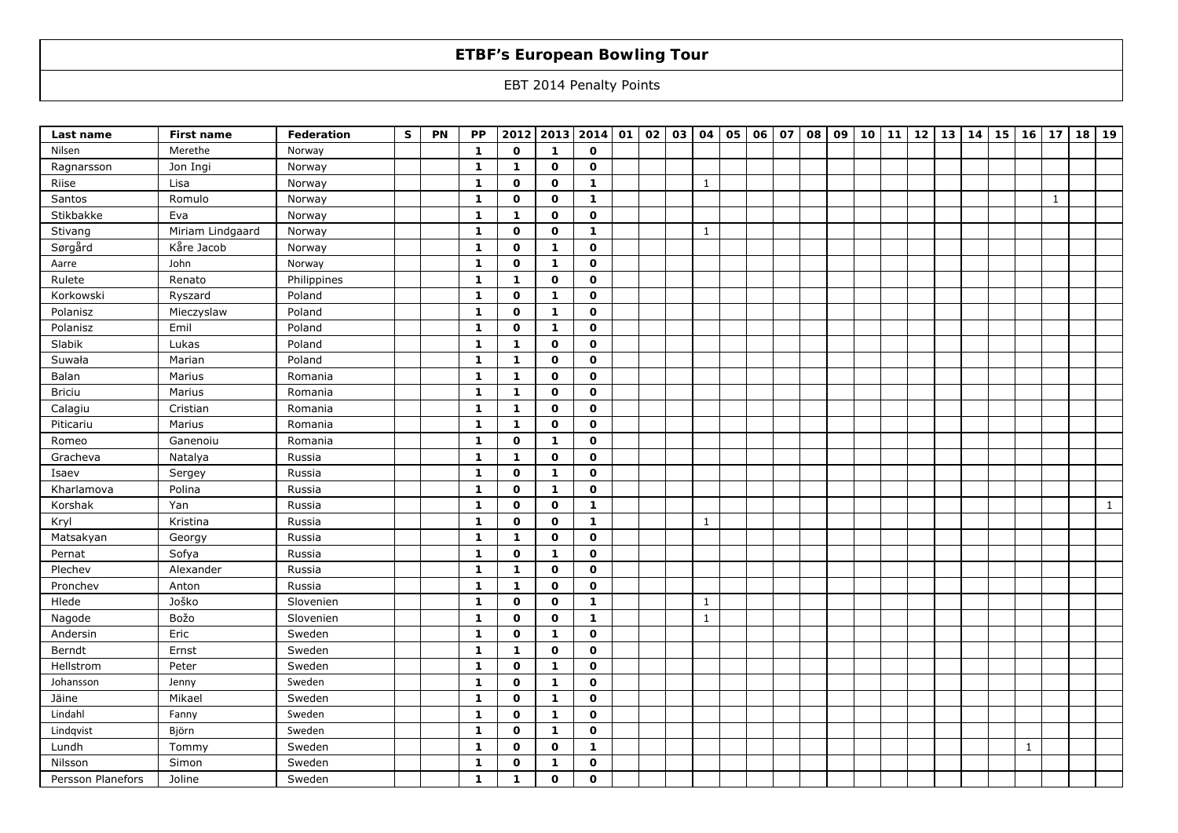# ETBF's European Bowling Tour

EBT 2014 Penalty Points

| Last name | First name | Federation | S | PN | PP | 2012 | 2013 | 2014 | 01 | 02 | 03 | 04 | 05 | 06 | 07 | 08 | 09 | 10 | 11 | 12 | 13 | 14 | 15 | 16 | 17 | 18 | 19 |
|---|---|---|---|---|---|---|---|---|---|---|---|---|---|---|---|---|---|---|---|---|---|---|---|---|---|---|---|
| Nilsen | Merethe | Norway | | | 1 | 0 | 1 | 0 | | | | | | | | | | | | | | | | | | | |
| Ragnarsson | Jon Ingi | Norway | | | 1 | 1 | 0 | 0 | | | | | | | | | | | | | | | | | | | |
| Riise | Lisa | Norway | | | 1 | 0 | 0 | 1 | | | | 1 | | | | | | | | | | | | | | | |
| Santos | Romulo | Norway | | | 1 | 0 | 0 | 1 | | | | | | | | | | | | | | | | | 1 | | |
| Stikbakke | Eva | Norway | | | 1 | 1 | 0 | 0 | | | | | | | | | | | | | | | | | | | |
| Stivang | Miriam Lindgaard | Norway | | | 1 | 0 | 0 | 1 | | | | 1 | | | | | | | | | | | | | | | |
| Sørgård | Kåre Jacob | Norway | | | 1 | 0 | 1 | 0 | | | | | | | | | | | | | | | | | | | |
| Aarre | John | Norway | | | 1 | 0 | 1 | 0 | | | | | | | | | | | | | | | | | | | |
| Rulete | Renato | Philippines | | | 1 | 1 | 0 | 0 | | | | | | | | | | | | | | | | | | | |
| Korkowski | Ryszard | Poland | | | 1 | 0 | 1 | 0 | | | | | | | | | | | | | | | | | | | |
| Polanisz | Mieczyslaw | Poland | | | 1 | 0 | 1 | 0 | | | | | | | | | | | | | | | | | | | |
| Polanisz | Emil | Poland | | | 1 | 0 | 1 | 0 | | | | | | | | | | | | | | | | | | | |
| Slabik | Lukas | Poland | | | 1 | 1 | 0 | 0 | | | | | | | | | | | | | | | | | | | |
| Suwała | Marian | Poland | | | 1 | 1 | 0 | 0 | | | | | | | | | | | | | | | | | | | |
| Balan | Marius | Romania | | | 1 | 1 | 0 | 0 | | | | | | | | | | | | | | | | | | | |
| Briciu | Marius | Romania | | | 1 | 1 | 0 | 0 | | | | | | | | | | | | | | | | | | | |
| Calagiu | Cristian | Romania | | | 1 | 1 | 0 | 0 | | | | | | | | | | | | | | | | | | | |
| Piticariu | Marius | Romania | | | 1 | 1 | 0 | 0 | | | | | | | | | | | | | | | | | | | |
| Romeo | Ganenoiu | Romania | | | 1 | 0 | 1 | 0 | | | | | | | | | | | | | | | | | | | |
| Gracheva | Natalya | Russia | | | 1 | 1 | 0 | 0 | | | | | | | | | | | | | | | | | | | |
| Isaev | Sergey | Russia | | | 1 | 0 | 1 | 0 | | | | | | | | | | | | | | | | | | | |
| Kharlamova | Polina | Russia | | | 1 | 0 | 1 | 0 | | | | | | | | | | | | | | | | | | | |
| Korshak | Yan | Russia | | | 1 | 0 | 0 | 1 | | | | | | | | | | | | | | | | | | | 1 |
| Kryl | Kristina | Russia | | | 1 | 0 | 0 | 1 | | | | 1 | | | | | | | | | | | | | | | |
| Matsakyan | Georgy | Russia | | | 1 | 1 | 0 | 0 | | | | | | | | | | | | | | | | | | | |
| Pernat | Sofya | Russia | | | 1 | 0 | 1 | 0 | | | | | | | | | | | | | | | | | | | |
| Plechev | Alexander | Russia | | | 1 | 1 | 0 | 0 | | | | | | | | | | | | | | | | | | | |
| Pronchev | Anton | Russia | | | 1 | 1 | 0 | 0 | | | | | | | | | | | | | | | | | | | |
| Hlede | Joško | Slovenien | | | 1 | 0 | 0 | 1 | | | | 1 | | | | | | | | | | | | | | | |
| Nagode | Božo | Slovenien | | | 1 | 0 | 0 | 1 | | | | 1 | | | | | | | | | | | | | | | |
| Andersin | Eric | Sweden | | | 1 | 0 | 1 | 0 | | | | | | | | | | | | | | | | | | | |
| Berndt | Ernst | Sweden | | | 1 | 1 | 0 | 0 | | | | | | | | | | | | | | | | | | | |
| Hellstrom | Peter | Sweden | | | 1 | 0 | 1 | 0 | | | | | | | | | | | | | | | | | | | |
| Johansson | Jenny | Sweden | | | 1 | 0 | 1 | 0 | | | | | | | | | | | | | | | | | | | |
| Jäine | Mikael | Sweden | | | 1 | 0 | 1 | 0 | | | | | | | | | | | | | | | | | | | |
| Lindahl | Fanny | Sweden | | | 1 | 0 | 1 | 0 | | | | | | | | | | | | | | | | | | | |
| Lindqvist | Björn | Sweden | | | 1 | 0 | 1 | 0 | | | | | | | | | | | | | | | | | | | |
| Lundh | Tommy | Sweden | | | 1 | 0 | 0 | 1 | | | | | | | | | | | | | | | | 1 | | | |
| Nilsson | Simon | Sweden | | | 1 | 0 | 1 | 0 | | | | | | | | | | | | | | | | | | | |
| Persson Planefors | Joline | Sweden | | | 1 | 1 | 0 | 0 | | | | | | | | | | | | | | | | | | | |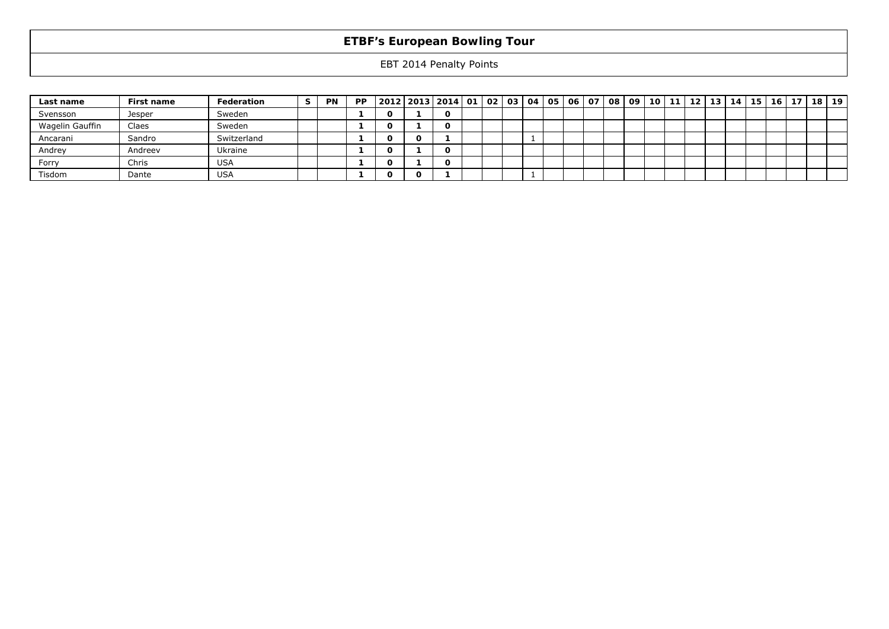# ETBF's European Bowling Tour

EBT 2014 Penalty Points

| Last name | First name | Federation | S | PN | PP | 2012 | 2013 | 2014 | 01 | 02 | 03 | 04 | 05 | 06 | 07 | 08 | 09 | 10 | 11 | 12 | 13 | 14 | 15 | 16 | 17 | 18 | 19 |
|---|---|---|---|---|---|---|---|---|---|---|---|---|---|---|---|---|---|---|---|---|---|---|---|---|---|---|---|
| Svensson | Jesper | Sweden | | | 1 | 0 | 1 | 0 | | | | | | | | | | | | | | | | | | | |
| Wagelin Gauffin | Claes | Sweden | | | 1 | 0 | 1 | 0 | | | | | | | | | | | | | | | | | | | |
| Ancarani | Sandro | Switzerland | | | 1 | 0 | 0 | 1 | | | | 1 | | | | | | | | | | | | | | | |
| Andrey | Andreev | Ukraine | | | 1 | 0 | 1 | 0 | | | | | | | | | | | | | | | | | | | |
| Forry | Chris | USA | | | 1 | 0 | 1 | 0 | | | | | | | | | | | | | | | | | | | |
| Tisdom | Dante | USA | | | 1 | 0 | 0 | 1 | | | | 1 | | | | | | | | | | | | | | | |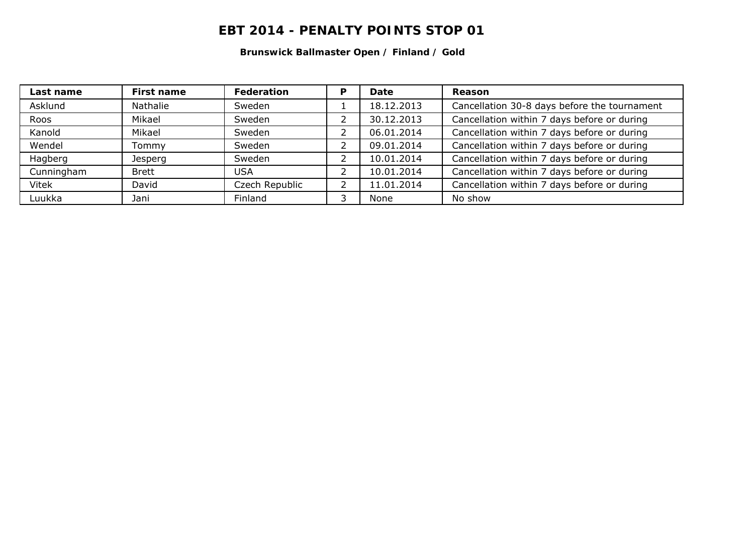# EBT 2014 - PENALTY POINTS STOP 01

**Brunswick Ballmaster Open / Finland / Gold**

| Last name | First name | Federation | P | Date | Reason |
|---|---|---|---|---|---|
| Asklund | Nathalie | Sweden | 1 | 18.12.2013 | Cancellation 30-8 days before the tournament |
| Roos | Mikael | Sweden | 2 | 30.12.2013 | Cancellation within 7 days before or during |
| Kanold | Mikael | Sweden | 2 | 06.01.2014 | Cancellation within 7 days before or during |
| Wendel | Tommy | Sweden | 2 | 09.01.2014 | Cancellation within 7 days before or during |
| Hagberg | Jesperg | Sweden | 2 | 10.01.2014 | Cancellation within 7 days before or during |
| Cunningham | Brett | USA | 2 | 10.01.2014 | Cancellation within 7 days before or during |
| Vitek | David | Czech Republic | 2 | 11.01.2014 | Cancellation within 7 days before or during |
| Luukka | Jani | Finland | 3 | None | No show |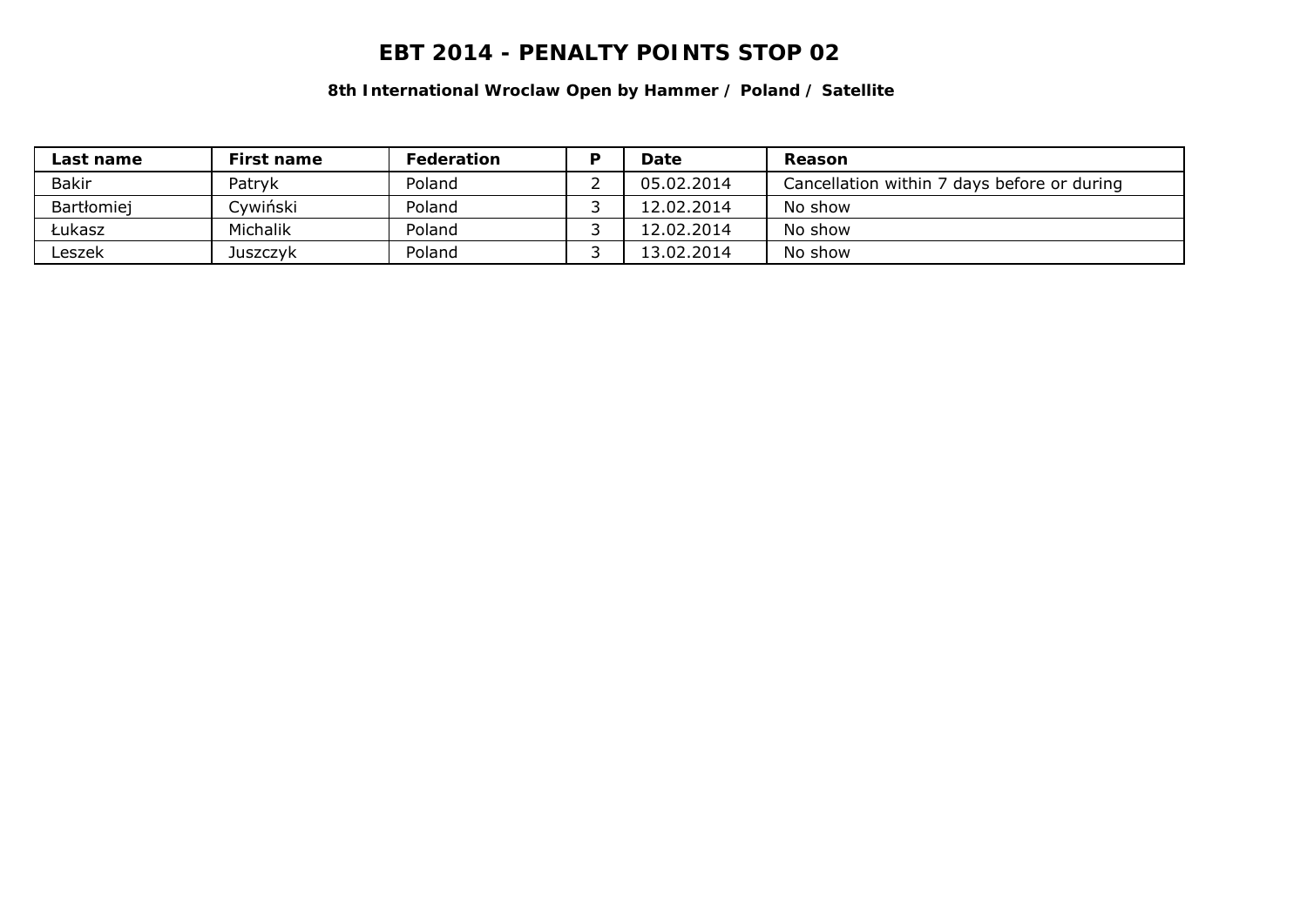# EBT 2014 - PENALTY POINTS STOP 02

**8th International Wroclaw Open by Hammer / Poland / Satellite**

| Last name | First name | Federation | P | Date | Reason |
|---|---|---|---|---|---|
| Bakir | Patryk | Poland | 2 | 05.02.2014 | Cancellation within 7 days before or during |
| Bartłomiej | Cywiński | Poland | 3 | 12.02.2014 | No show |
| Łukasz | Michalik | Poland | 3 | 12.02.2014 | No show |
| Leszek | Juszczyk | Poland | 3 | 13.02.2014 | No show |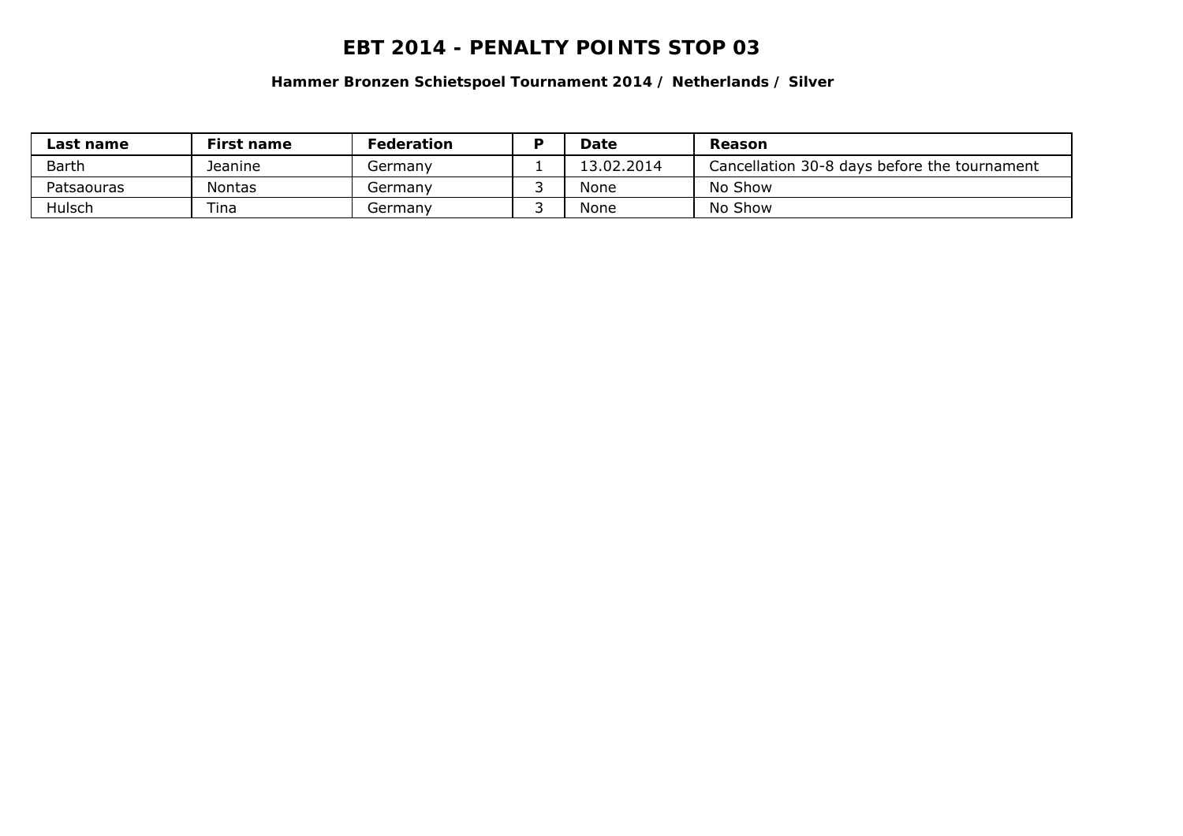# EBT 2014 - PENALTY POINTS STOP 03

**Hammer Bronzen Schietspoel Tournament 2014 / Netherlands / Silver**

| Last name | First name | Federation | P | Date | Reason |
|---|---|---|---|---|---|
| Barth | Jeanine | Germany | 1 | 13.02.2014 | Cancellation 30-8 days before the tournament |
| Patsaouras | Nontas | Germany | 3 | None | No Show |
| Hulsch | Tina | Germany | 3 | None | No Show |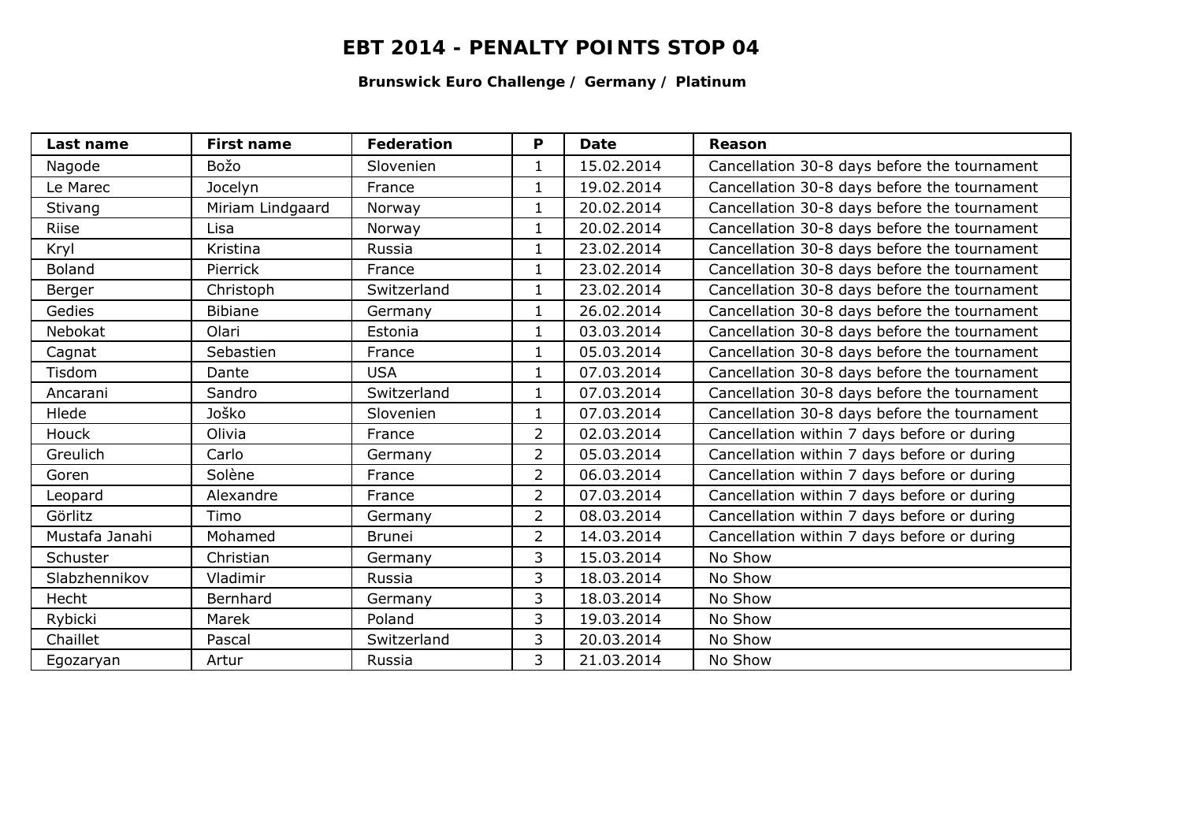# EBT 2014 - PENALTY POINTS STOP 04

**Brunswick Euro Challenge / Germany / Platinum**

| Last name | First name | Federation | P | Date | Reason |
|---|---|---|---|---|---|
| Nagode | Božo | Slovenien | 1 | 15.02.2014 | Cancellation 30-8 days before the tournament |
| Le Marec | Jocelyn | France | 1 | 19.02.2014 | Cancellation 30-8 days before the tournament |
| Stivang | Miriam Lindgaard | Norway | 1 | 20.02.2014 | Cancellation 30-8 days before the tournament |
| Riise | Lisa | Norway | 1 | 20.02.2014 | Cancellation 30-8 days before the tournament |
| Kryl | Kristina | Russia | 1 | 23.02.2014 | Cancellation 30-8 days before the tournament |
| Boland | Pierrick | France | 1 | 23.02.2014 | Cancellation 30-8 days before the tournament |
| Berger | Christoph | Switzerland | 1 | 23.02.2014 | Cancellation 30-8 days before the tournament |
| Gedies | Bibiane | Germany | 1 | 26.02.2014 | Cancellation 30-8 days before the tournament |
| Nebokat | Olari | Estonia | 1 | 03.03.2014 | Cancellation 30-8 days before the tournament |
| Cagnat | Sebastien | France | 1 | 05.03.2014 | Cancellation 30-8 days before the tournament |
| Tisdom | Dante | USA | 1 | 07.03.2014 | Cancellation 30-8 days before the tournament |
| Ancarani | Sandro | Switzerland | 1 | 07.03.2014 | Cancellation 30-8 days before the tournament |
| Hlede | Joško | Slovenien | 1 | 07.03.2014 | Cancellation 30-8 days before the tournament |
| Houck | Olivia | France | 2 | 02.03.2014 | Cancellation within 7 days before or during |
| Greulich | Carlo | Germany | 2 | 05.03.2014 | Cancellation within 7 days before or during |
| Goren | Solène | France | 2 | 06.03.2014 | Cancellation within 7 days before or during |
| Leopard | Alexandre | France | 2 | 07.03.2014 | Cancellation within 7 days before or during |
| Görlitz | Timo | Germany | 2 | 08.03.2014 | Cancellation within 7 days before or during |
| Mustafa Janahi | Mohamed | Brunei | 2 | 14.03.2014 | Cancellation within 7 days before or during |
| Schuster | Christian | Germany | 3 | 15.03.2014 | No Show |
| Slabzhennikov | Vladimir | Russia | 3 | 18.03.2014 | No Show |
| Hecht | Bernhard | Germany | 3 | 18.03.2014 | No Show |
| Rybicki | Marek | Poland | 3 | 19.03.2014 | No Show |
| Chaillet | Pascal | Switzerland | 3 | 20.03.2014 | No Show |
| Egozaryan | Artur | Russia | 3 | 21.03.2014 | No Show |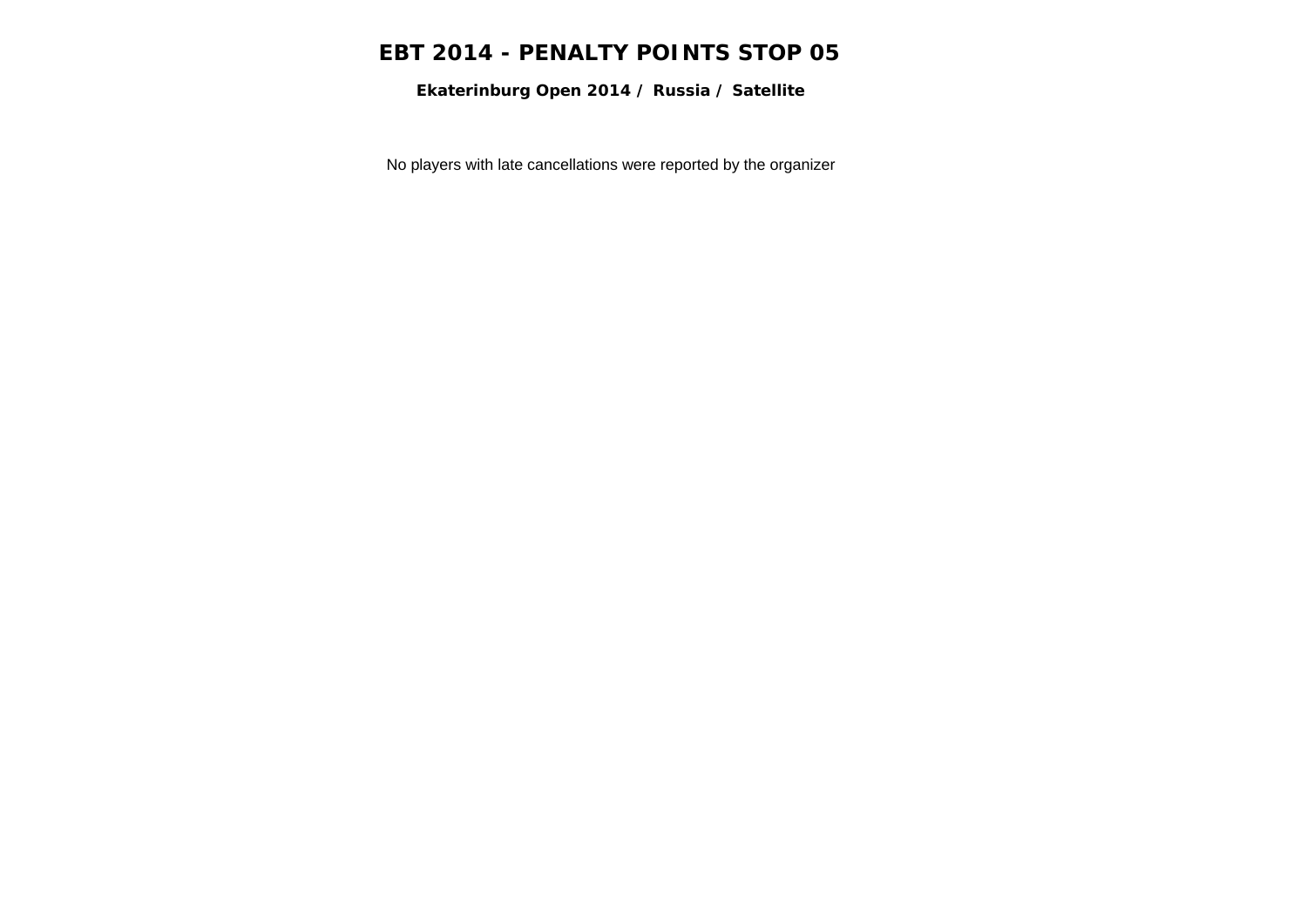# EBT 2014 - PENALTY POINTS STOP 05

### Ekaterinburg Open 2014 / Russia / Satellite

No players with late cancellations were reported by the organizer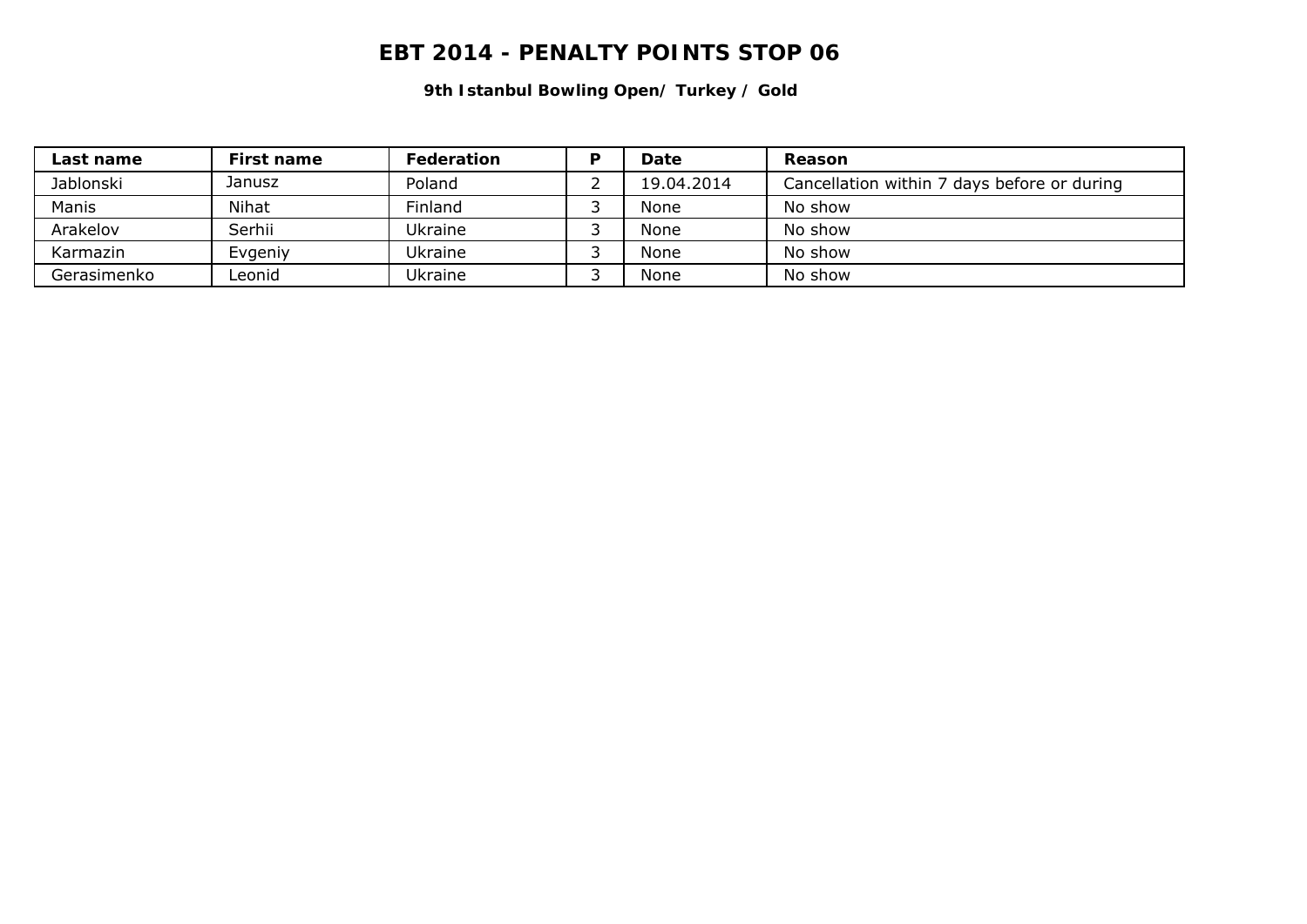# EBT 2014 - PENALTY POINTS STOP 06

**9th Istanbul Bowling Open/ Turkey / Gold**

| Last name | First name | Federation | P | Date | Reason |
|---|---|---|---|---|---|
| Jablonski | Janusz | Poland | 2 | 19.04.2014 | Cancellation within 7 days before or during |
| Manis | Nihat | Finland | 3 | None | No show |
| Arakelov | Serhii | Ukraine | 3 | None | No show |
| Karmazin | Evgeniy | Ukraine | 3 | None | No show |
| Gerasimenko | Leonid | Ukraine | 3 | None | No show |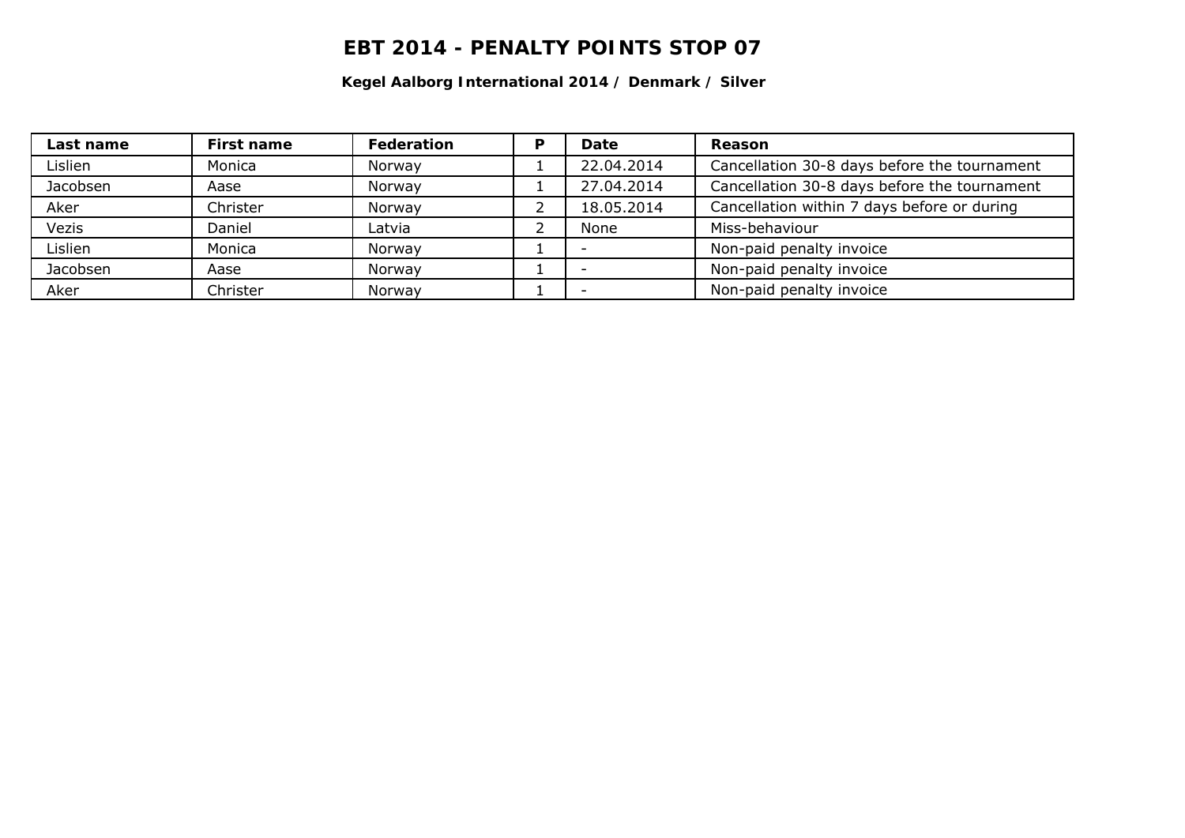# EBT 2014 - PENALTY POINTS STOP 07

**Kegel Aalborg International 2014 / Denmark / Silver**

| Last name | First name | Federation | P | Date | Reason |
|---|---|---|---|---|---|
| Lislien | Monica | Norway | 1 | 22.04.2014 | Cancellation 30-8 days before the tournament |
| Jacobsen | Aase | Norway | 1 | 27.04.2014 | Cancellation 30-8 days before the tournament |
| Aker | Christer | Norway | 2 | 18.05.2014 | Cancellation within 7 days before or during |
| Vezis | Daniel | Latvia | 2 | None | Miss-behaviour |
| Lislien | Monica | Norway | 1 | - | Non-paid penalty invoice |
| Jacobsen | Aase | Norway | 1 | - | Non-paid penalty invoice |
| Aker | Christer | Norway | 1 | - | Non-paid penalty invoice |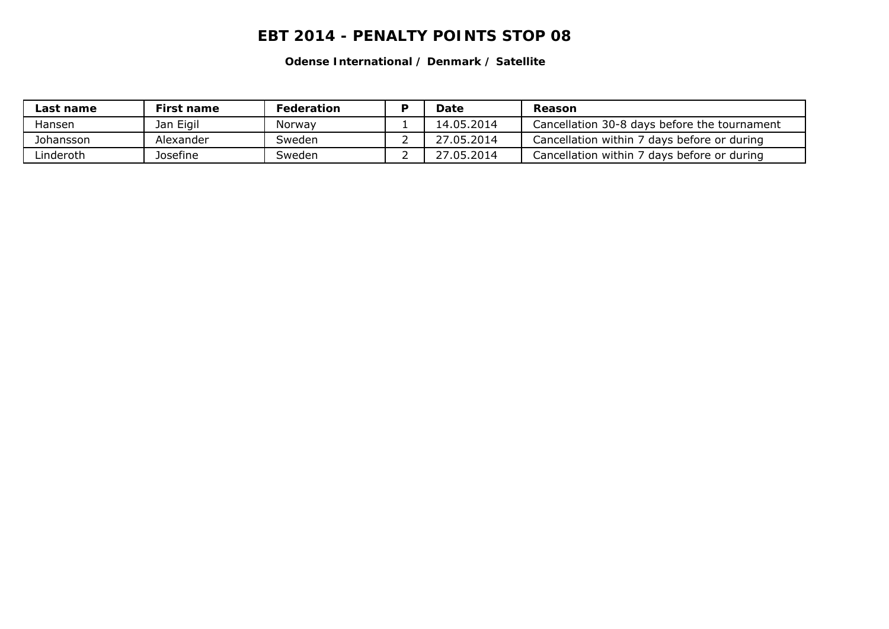# EBT 2014 - PENALTY POINTS STOP 08

**Odense International / Denmark / Satellite**

| Last name | First name | Federation | P | Date | Reason |
|---|---|---|---|---|---|
| Hansen | Jan Eigil | Norway | 1 | 14.05.2014 | Cancellation 30-8 days before the tournament |
| Johansson | Alexander | Sweden | 2 | 27.05.2014 | Cancellation within 7 days before or during |
| Linderoth | Josefine | Sweden | 2 | 27.05.2014 | Cancellation within 7 days before or during |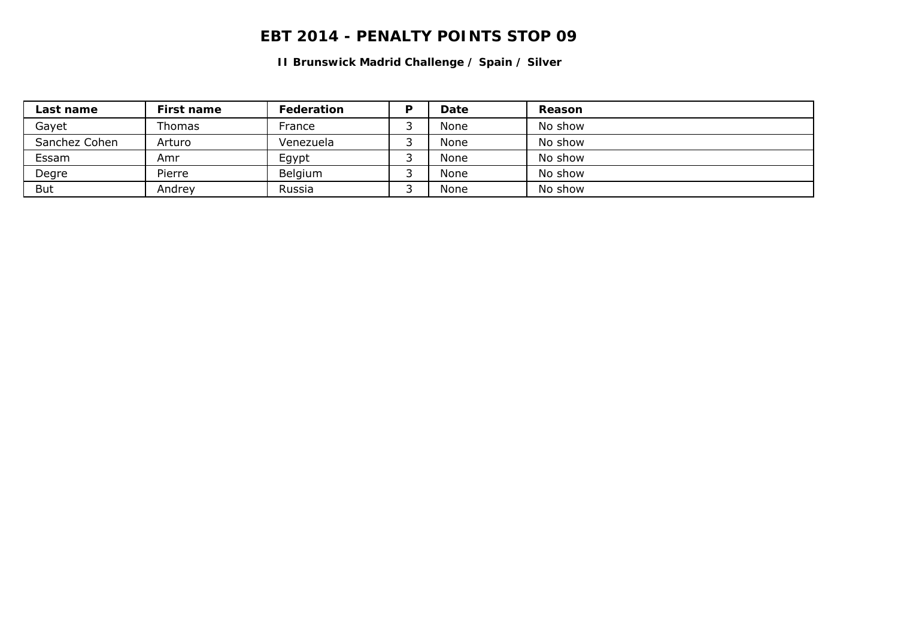# EBT 2014 - PENALTY POINTS STOP 09

**II Brunswick Madrid Challenge / Spain / Silver**

| Last name | First name | Federation | P | Date | Reason |
|---|---|---|---|---|---|
| Gayet | Thomas | France | 3 | None | No show |
| Sanchez Cohen | Arturo | Venezuela | 3 | None | No show |
| Essam | Amr | Egypt | 3 | None | No show |
| Degre | Pierre | Belgium | 3 | None | No show |
| But | Andrey | Russia | 3 | None | No show |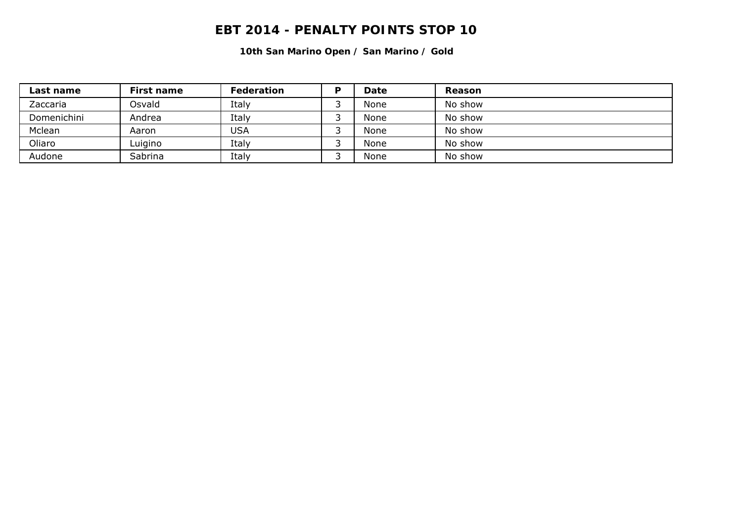# EBT 2014 - PENALTY POINTS STOP 10

**10th San Marino Open / San Marino / Gold**

| Last name | First name | Federation | P | Date | Reason |
|---|---|---|---|---|---|
| Zaccaria | Osvald | Italy | 3 | None | No show |
| Domenichini | Andrea | Italy | 3 | None | No show |
| Mclean | Aaron | USA | 3 | None | No show |
| Oliaro | Luigino | Italy | 3 | None | No show |
| Audone | Sabrina | Italy | 3 | None | No show |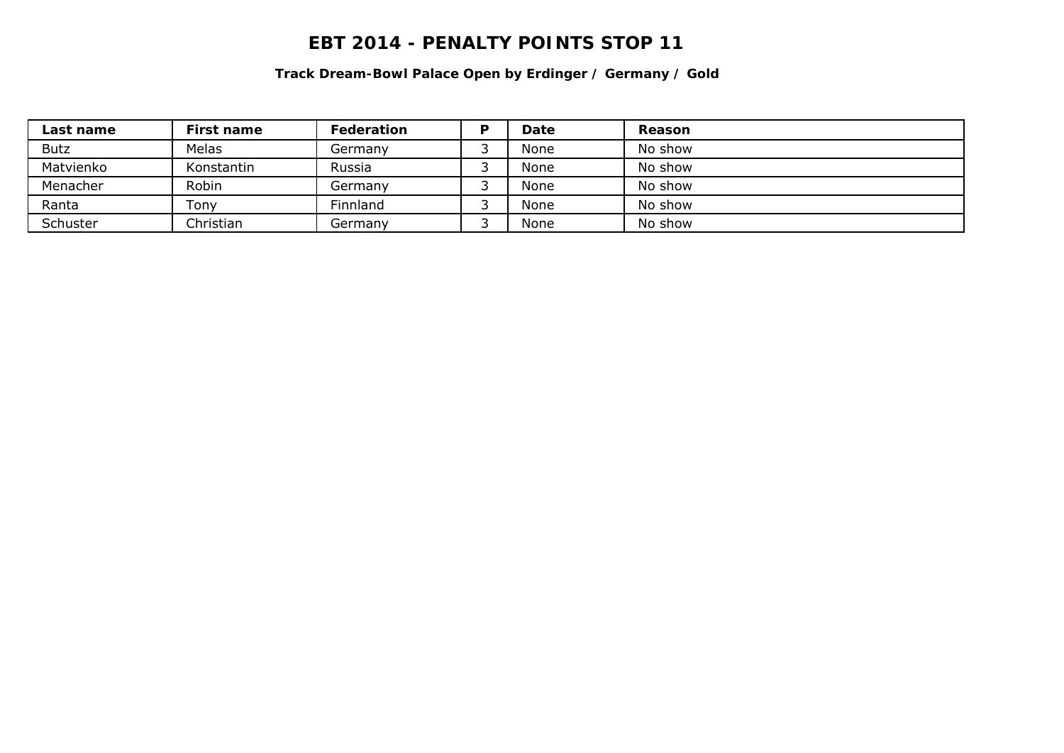# EBT 2014 - PENALTY POINTS STOP 11

**Track Dream-Bowl Palace Open by Erdinger / Germany / Gold**

| Last name | First name | Federation | P | Date | Reason |
|---|---|---|---|---|---|
| Butz | Melas | Germany | 3 | None | No show |
| Matvienko | Konstantin | Russia | 3 | None | No show |
| Menacher | Robin | Germany | 3 | None | No show |
| Ranta | Tony | Finnland | 3 | None | No show |
| Schuster | Christian | Germany | 3 | None | No show |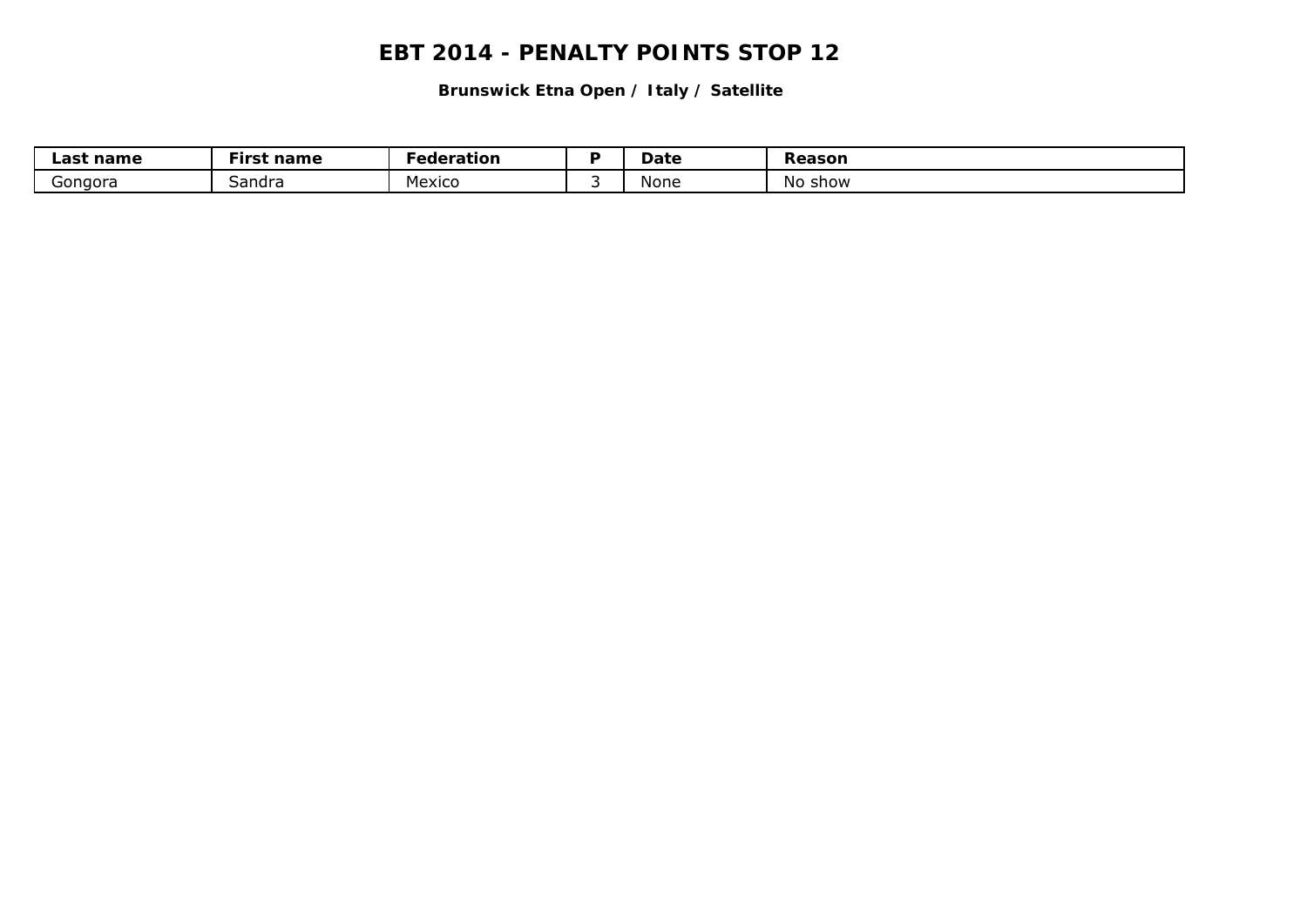# EBT 2014 - PENALTY POINTS STOP 12

**Brunswick Etna Open / Italy / Satellite**

| Last name | First name | Federation | P | Date | Reason |
|---|---|---|---|---|---|
| Gongora | Sandra | Mexico | 3 | None | No show |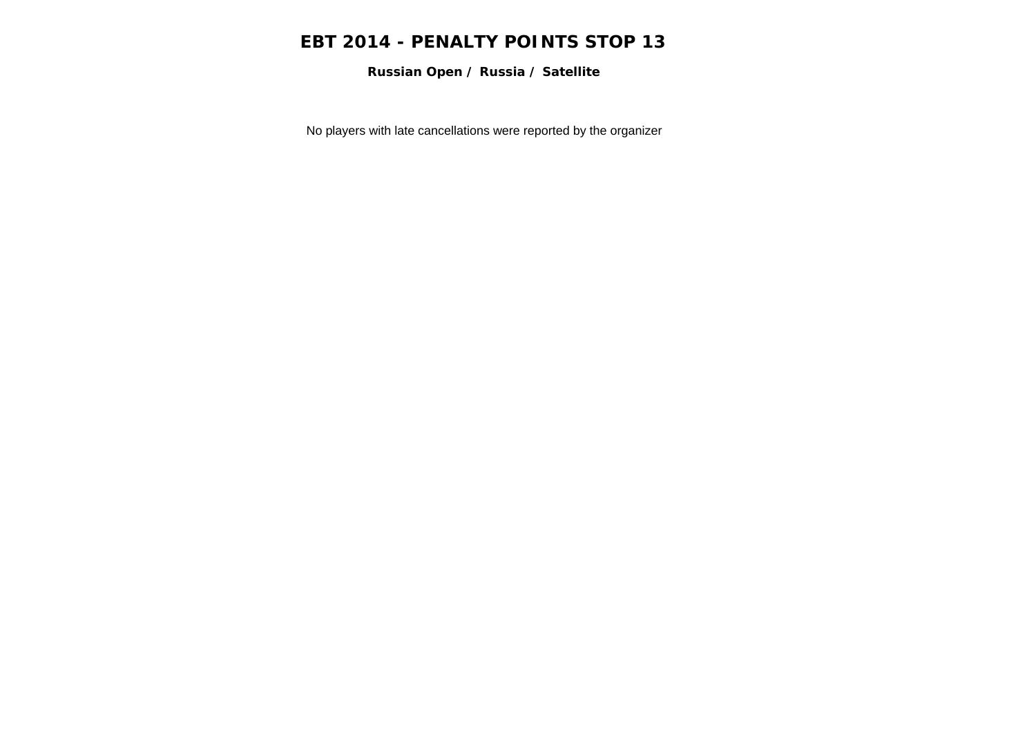# EBT 2014 - PENALTY POINTS STOP 13

**Russian Open / Russia / Satellite**

No players with late cancellations were reported by the organizer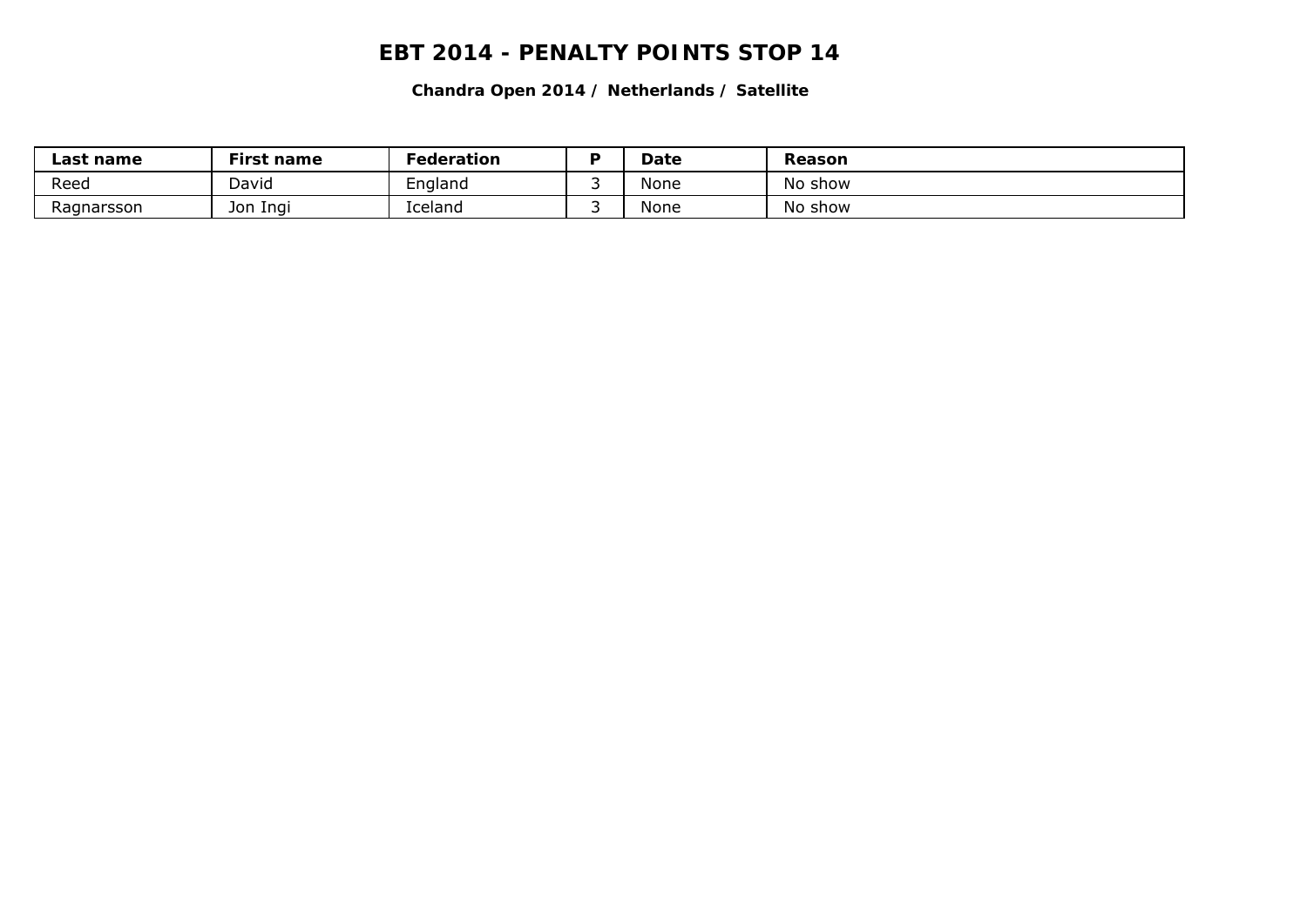# EBT 2014 - PENALTY POINTS STOP 14

**Chandra Open 2014 / Netherlands / Satellite**

| Last name | First name | Federation | P | Date | Reason |
|---|---|---|---|---|---|
| Reed | David | England | 3 | None | No show |
| Ragnarsson | Jon Ingi | Iceland | 3 | None | No show |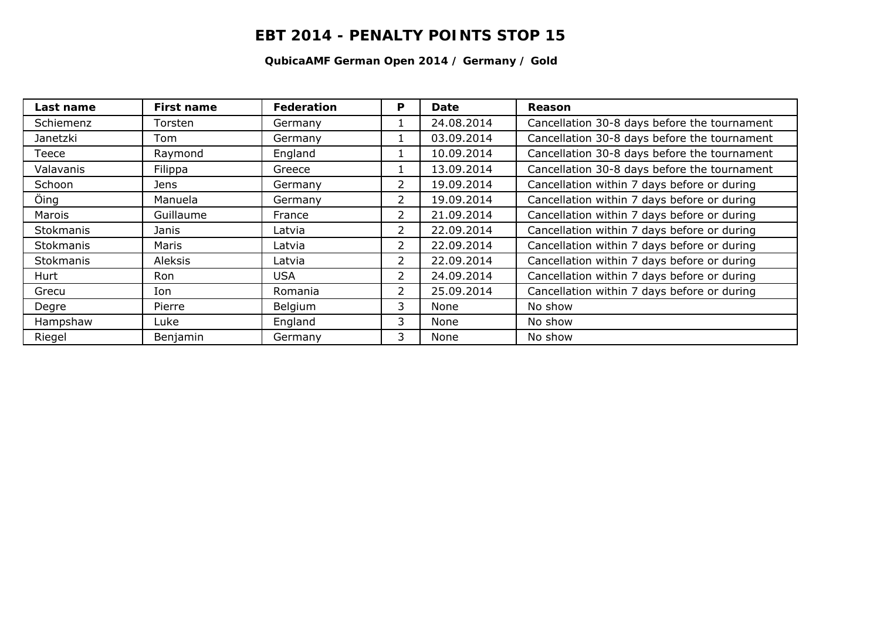# EBT 2014 - PENALTY POINTS STOP 15

**QubicaAMF German Open 2014 / Germany / Gold**

| Last name | First name | Federation | P | Date | Reason |
|---|---|---|---|---|---|
| Schiemenz | Torsten | Germany | 1 | 24.08.2014 | Cancellation 30-8 days before the tournament |
| Janetzki | Tom | Germany | 1 | 03.09.2014 | Cancellation 30-8 days before the tournament |
| Teece | Raymond | England | 1 | 10.09.2014 | Cancellation 30-8 days before the tournament |
| Valavanis | Filippa | Greece | 1 | 13.09.2014 | Cancellation 30-8 days before the tournament |
| Schoon | Jens | Germany | 2 | 19.09.2014 | Cancellation within 7 days before or during |
| Öing | Manuela | Germany | 2 | 19.09.2014 | Cancellation within 7 days before or during |
| Marois | Guillaume | France | 2 | 21.09.2014 | Cancellation within 7 days before or during |
| Stokmanis | Janis | Latvia | 2 | 22.09.2014 | Cancellation within 7 days before or during |
| Stokmanis | Maris | Latvia | 2 | 22.09.2014 | Cancellation within 7 days before or during |
| Stokmanis | Aleksis | Latvia | 2 | 22.09.2014 | Cancellation within 7 days before or during |
| Hurt | Ron | USA | 2 | 24.09.2014 | Cancellation within 7 days before or during |
| Grecu | Ion | Romania | 2 | 25.09.2014 | Cancellation within 7 days before or during |
| Degre | Pierre | Belgium | 3 | None | No show |
| Hampshaw | Luke | England | 3 | None | No show |
| Riegel | Benjamin | Germany | 3 | None | No show |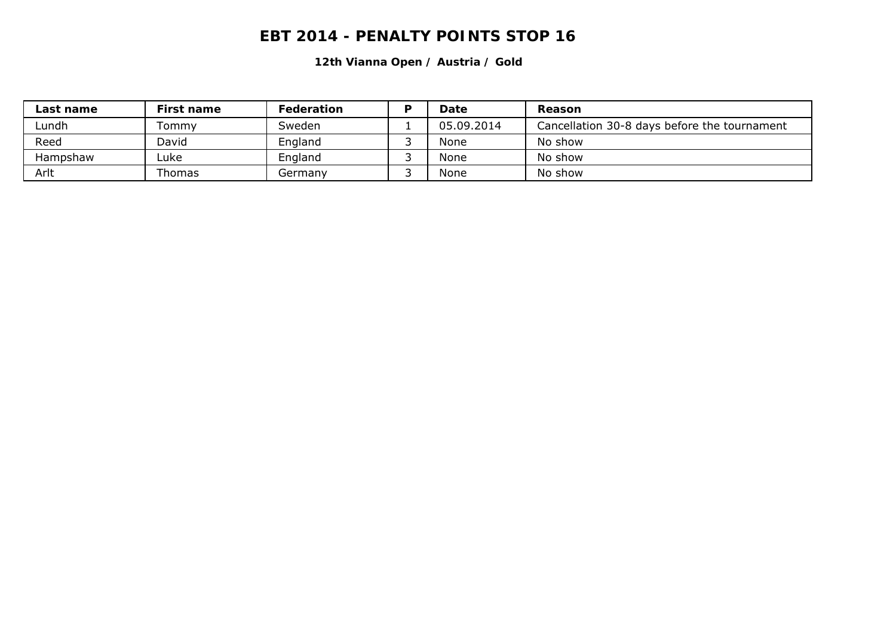# EBT 2014 - PENALTY POINTS STOP 16

**12th Vianna Open / Austria / Gold**

| Last name | First name | Federation | P | Date | Reason |
|---|---|---|---|---|---|
| Lundh | Tommy | Sweden | 1 | 05.09.2014 | Cancellation 30-8 days before the tournament |
| Reed | David | England | 3 | None | No show |
| Hampshaw | Luke | England | 3 | None | No show |
| Arlt | Thomas | Germany | 3 | None | No show |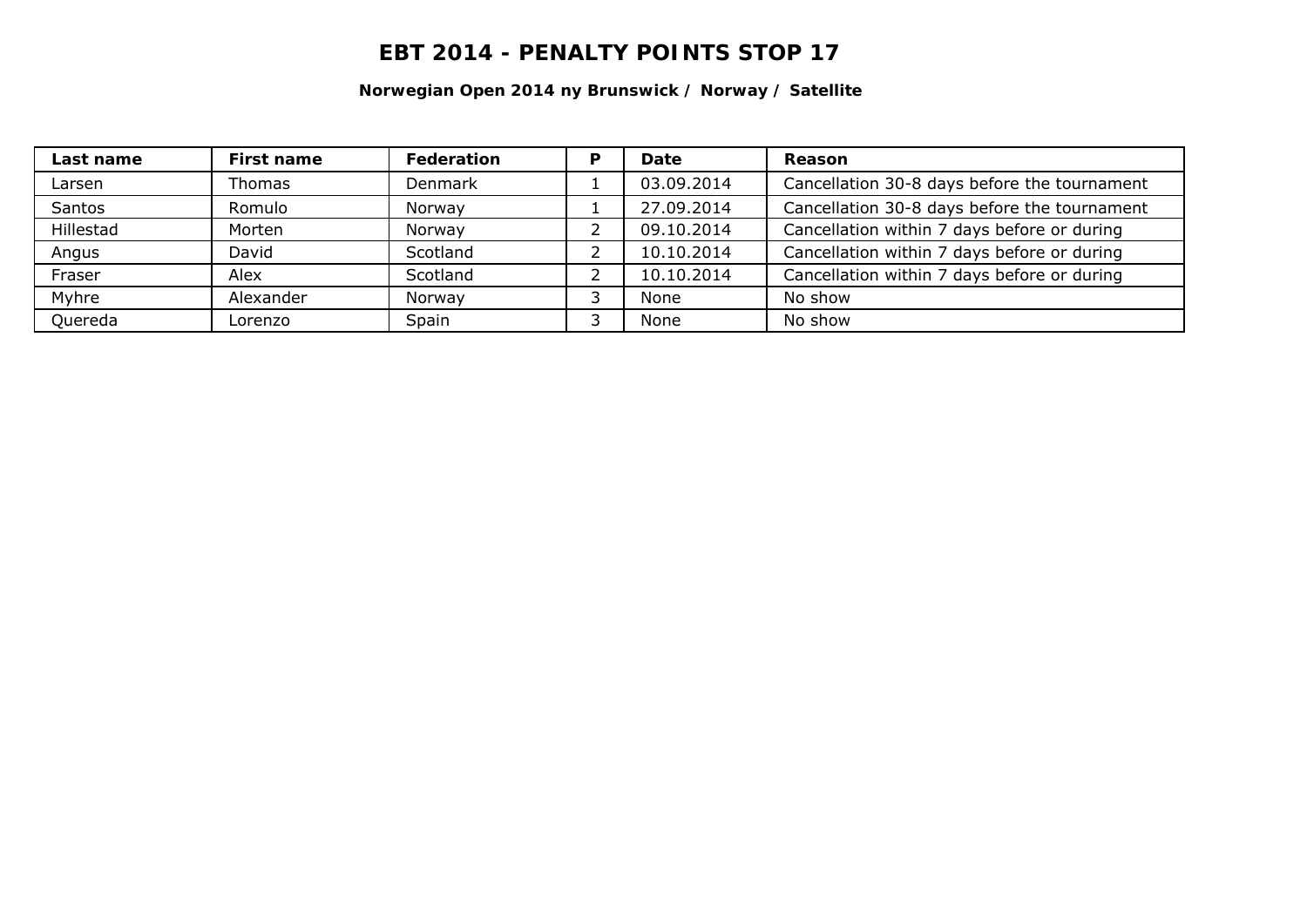# EBT 2014 - PENALTY POINTS STOP 17

**Norwegian Open 2014 ny Brunswick / Norway / Satellite**

| Last name | First name | Federation | P | Date | Reason |
|---|---|---|---|---|---|
| Larsen | Thomas | Denmark | 1 | 03.09.2014 | Cancellation 30-8 days before the tournament |
| Santos | Romulo | Norway | 1 | 27.09.2014 | Cancellation 30-8 days before the tournament |
| Hillestad | Morten | Norway | 2 | 09.10.2014 | Cancellation within 7 days before or during |
| Angus | David | Scotland | 2 | 10.10.2014 | Cancellation within 7 days before or during |
| Fraser | Alex | Scotland | 2 | 10.10.2014 | Cancellation within 7 days before or during |
| Myhre | Alexander | Norway | 3 | None | No show |
| Quereda | Lorenzo | Spain | 3 | None | No show |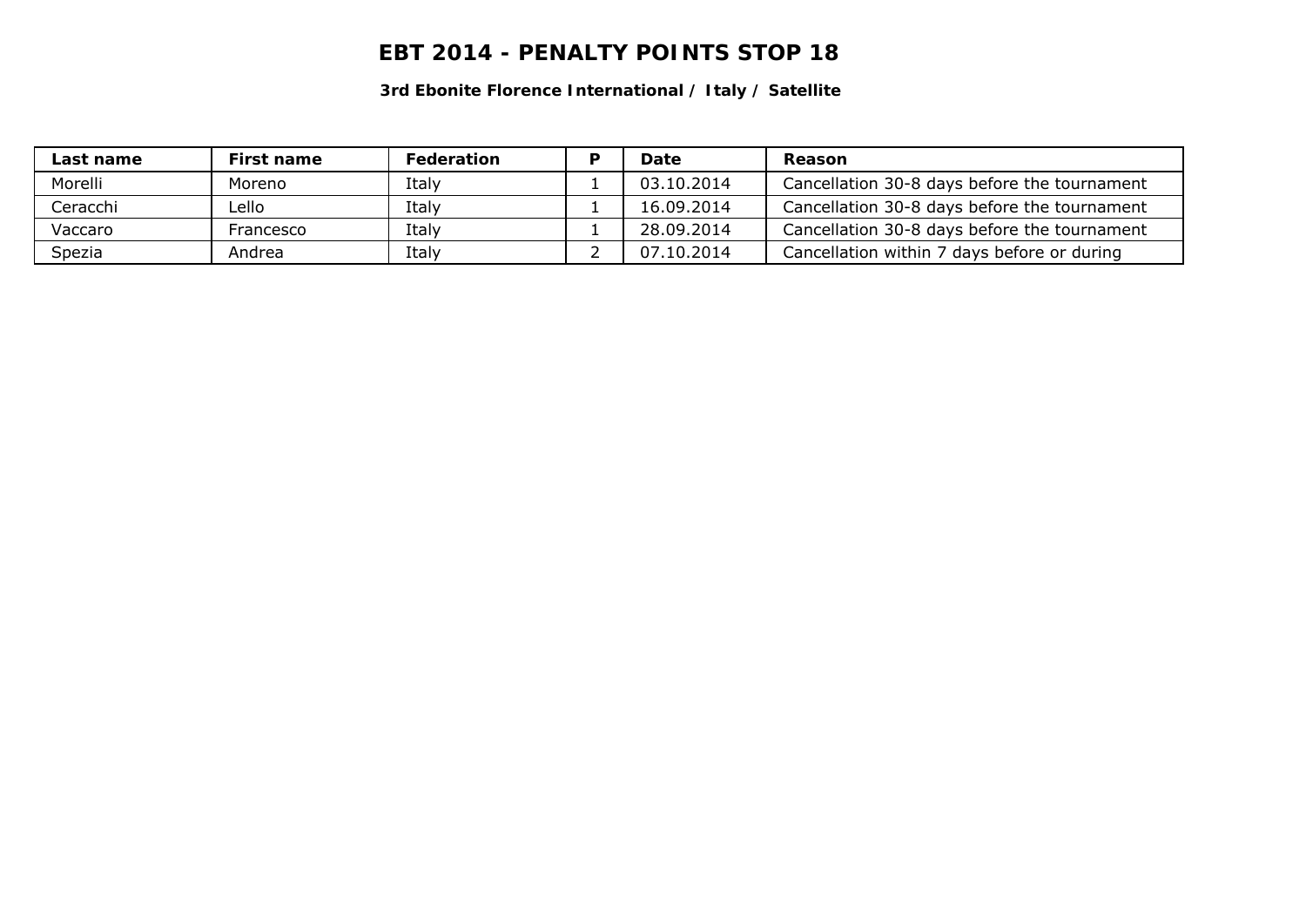# EBT 2014 - PENALTY POINTS STOP 18

**3rd Ebonite Florence International / Italy / Satellite**

| Last name | First name | Federation | P | Date | Reason |
|---|---|---|---|---|---|
| Morelli | Moreno | Italy | 1 | 03.10.2014 | Cancellation 30-8 days before the tournament |
| Ceracchi | Lello | Italy | 1 | 16.09.2014 | Cancellation 30-8 days before the tournament |
| Vaccaro | Francesco | Italy | 1 | 28.09.2014 | Cancellation 30-8 days before the tournament |
| Spezia | Andrea | Italy | 2 | 07.10.2014 | Cancellation within 7 days before or during |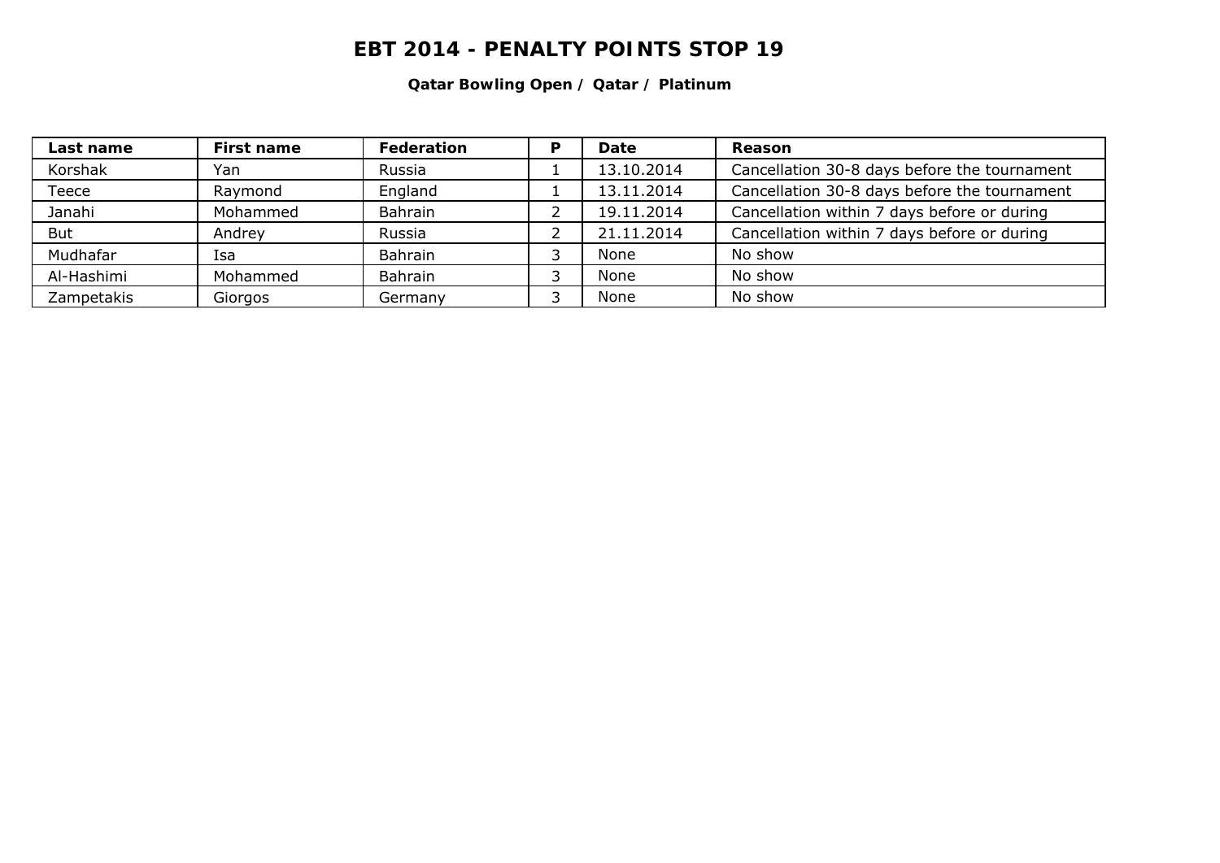# EBT 2014 - PENALTY POINTS STOP 19

**Qatar Bowling Open / Qatar / Platinum**

| Last name | First name | Federation | P | Date | Reason |
|---|---|---|---|---|---|
| Korshak | Yan | Russia | 1 | 13.10.2014 | Cancellation 30-8 days before the tournament |
| Teece | Raymond | England | 1 | 13.11.2014 | Cancellation 30-8 days before the tournament |
| Janahi | Mohammed | Bahrain | 2 | 19.11.2014 | Cancellation within 7 days before or during |
| But | Andrey | Russia | 2 | 21.11.2014 | Cancellation within 7 days before or during |
| Mudhafar | Isa | Bahrain | 3 | None | No show |
| Al-Hashimi | Mohammed | Bahrain | 3 | None | No show |
| Zampetakis | Giorgos | Germany | 3 | None | No show |